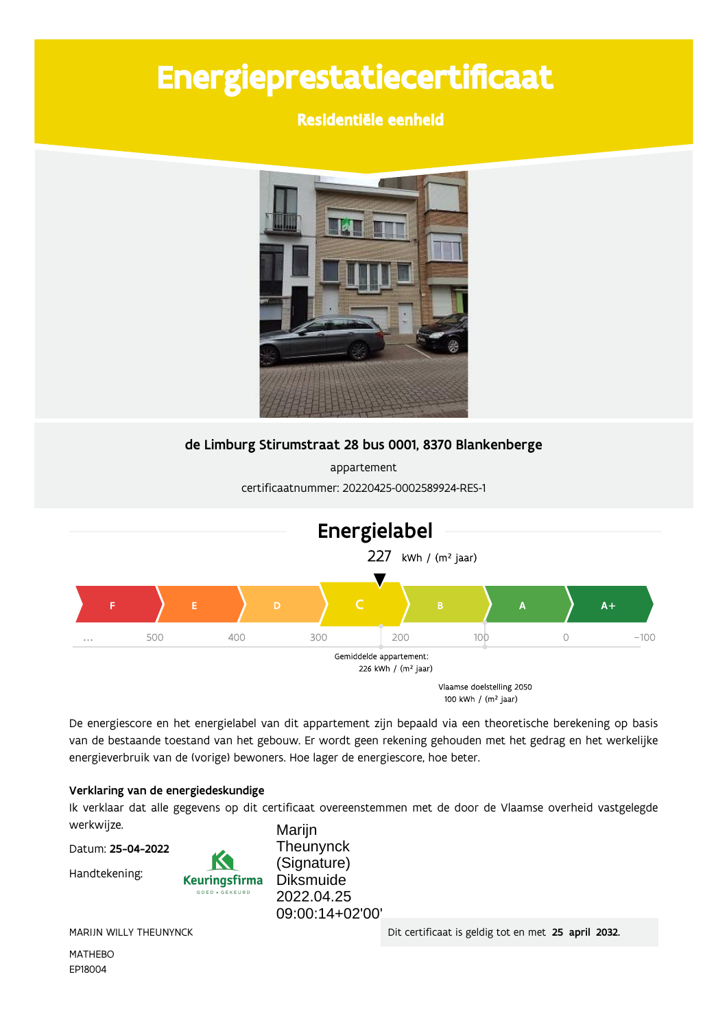# Energieprestatiecertificaat

## Residentiële eenheid

**de Limburg Stirumstraat 28 bus 0001, 8370 Blankenberge**

appartement

certificaatnummer: 20220425-0002589924-RES-1

## Energielabel

227 kWh / (m² jaar)

F | E | D | C | B | A | A+

... 500 400 300 200 100 0 −100

Gemiddelde appartement:
226 kWh / (m² jaar)

Vlaamse doelstelling 2050
100 kWh / (m² jaar)

De energiescore en het energielabel van dit appartement zijn bepaald via een theoretische berekening op basis van de bestaande toestand van het gebouw. Er wordt geen rekening gehouden met het gedrag en het werkelijke energieverbruik van de (vorige) bewoners. Hoe lager de energiescore, hoe beter.

**Verklaring van de energiedeskundige**

Ik verklaar dat alle gegevens op dit certificaat overeenstemmen met de door de Vlaamse overheid vastgelegde werkwijze.

Datum: **25-04-2022**

Handtekening:

Keuringsfirma GOED • GEKEURD

Marijn Theunynck (Signature) Diksmuide 2022.04.25 09:00:14+02'00'

MARIJN WILLY THEUNYNCK

MATHEBO
EP18004

Dit certificaat is geldig tot en met **25 april 2032.**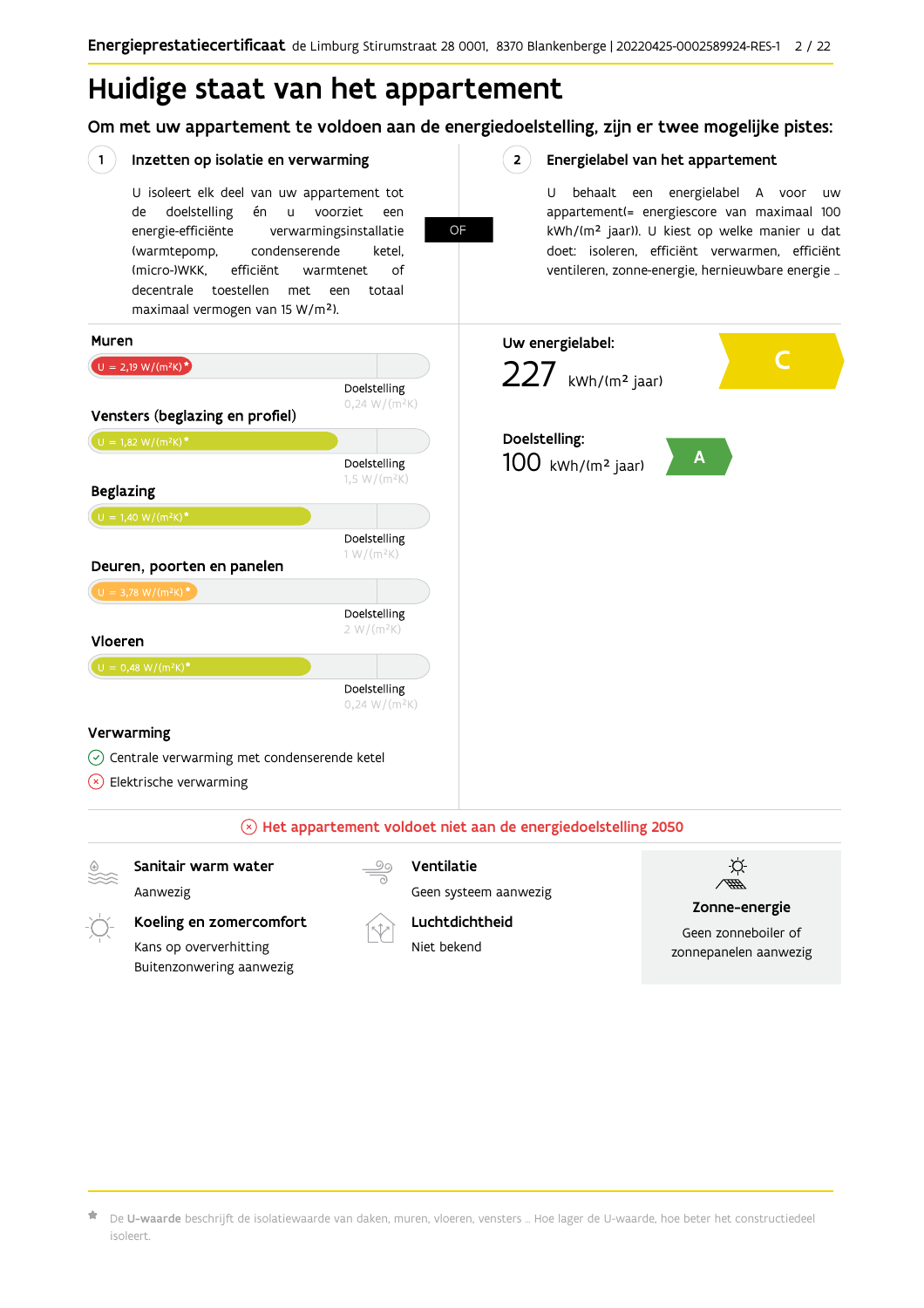# Huidige staat van het appartement

## Om met uw appartement te voldoen aan de energiedoelstelling, zijn er twee mogelijke pistes:

### 1 Inzetten op isolatie en verwarming

U isoleert elk deel van uw appartement tot de doelstelling én u voorziet een energie-efficiënte verwarmingsinstallatie (warmtepomp, condenserende ketel, (micro-)WKK, efficiënt warmtenet of decentrale toestellen met een totaal maximaal vermogen van 15 W/m²).

**OF**

### 2 Energielabel van het appartement

U behaalt een energielabel A voor uw appartement(= energiescore van maximaal 100 kWh/(m² jaar)). U kiest op welke manier u dat doet: isoleren, efficiënt verwarmen, efficiënt ventileren, zonne-energie, hernieuwbare energie …

**Muren**

U = 2,19 W/(m²K)*

Doelstelling 0,24 W/(m²K)

**Vensters (beglazing en profiel)**

U = 1,82 W/(m²K)*

Doelstelling 1,5 W/(m²K)

**Beglazing**

U = 1,40 W/(m²K)*

Doelstelling 1 W/(m²K)

**Deuren, poorten en panelen**

U = 3,78 W/(m²K)*

Doelstelling 2 W/(m²K)

**Vloeren**

U = 0,48 W/(m²K)*

Doelstelling 0,24 W/(m²K)

**Verwarming**

- ✓ Centrale verwarming met condenserende ketel
- ✗ Elektrische verwarming

**Uw energielabel:**

227 kWh/(m² jaar) — C

**Doelstelling:**

100 kWh/(m² jaar) — A

✗ **Het appartement voldoet niet aan de energiedoelstelling 2050**

**Sanitair warm water**
Aanwezig

**Koeling en zomercomfort**
Kans op oververhitting
Buitenzonwering aanwezig

**Ventilatie**
Geen systeem aanwezig

**Luchtdichtheid**
Niet bekend

**Zonne-energie**
Geen zonneboiler of zonnepanelen aanwezig

\* De **U-waarde** beschrijft de isolatiewaarde van daken, muren, vloeren, vensters … Hoe lager de U-waarde, hoe beter het constructiedeel isoleert.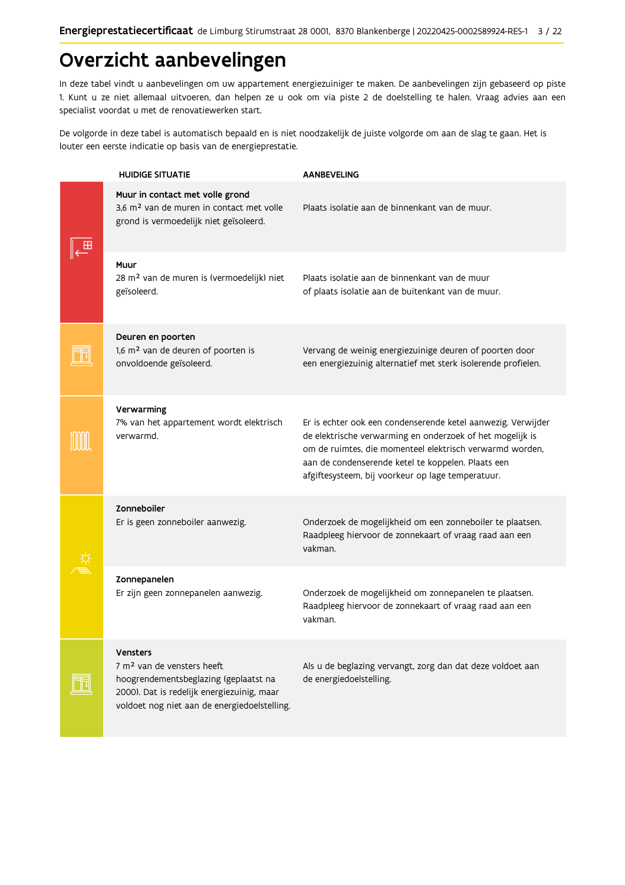# Overzicht aanbevelingen

In deze tabel vindt u aanbevelingen om uw appartement energiezuiniger te maken. De aanbevelingen zijn gebaseerd op piste 1. Kunt u ze niet allemaal uitvoeren, dan helpen ze u ook om via piste 2 de doelstelling te halen. Vraag advies aan een specialist voordat u met de renovatiewerken start.

De volgorde in deze tabel is automatisch bepaald en is niet noodzakelijk de juiste volgorde om aan de slag te gaan. Het is louter een eerste indicatie op basis van de energieprestatie.

| HUIDIGE SITUATIE | AANBEVELING |
|---|---|
| **Muur in contact met volle grond**<br>3,6 m² van de muren in contact met volle grond is vermoedelijk niet geïsoleerd. | Plaats isolatie aan de binnenkant van de muur. |
| **Muur**<br>28 m² van de muren is (vermoedelijk) niet geïsoleerd. | Plaats isolatie aan de binnenkant van de muur of plaats isolatie aan de buitenkant van de muur. |
| **Deuren en poorten**<br>1,6 m² van de deuren of poorten is onvoldoende geïsoleerd. | Vervang de weinig energiezuinige deuren of poorten door een energiezuinig alternatief met sterk isolerende profielen. |
| **Verwarming**<br>7% van het appartement wordt elektrisch verwarmd. | Er is echter ook een condenserende ketel aanwezig. Verwijder de elektrische verwarming en onderzoek of het mogelijk is om de ruimtes, die momenteel elektrisch verwarmd worden, aan de condenserende ketel te koppelen. Plaats een afgiftesysteem, bij voorkeur op lage temperatuur. |
| **Zonneboiler**<br>Er is geen zonneboiler aanwezig. | Onderzoek de mogelijkheid om een zonneboiler te plaatsen. Raadpleeg hiervoor de zonnekaart of vraag raad aan een vakman. |
| **Zonnepanelen**<br>Er zijn geen zonnepanelen aanwezig. | Onderzoek de mogelijkheid om zonnepanelen te plaatsen. Raadpleeg hiervoor de zonnekaart of vraag raad aan een vakman. |
| **Vensters**<br>7 m² van de vensters heeft hoogrendementsbeglazing (geplaatst na 2000). Dat is redelijk energiezuinig, maar voldoet nog niet aan de energiedoelstelling. | Als u de beglazing vervangt, zorg dan dat deze voldoet aan de energiedoelstelling. |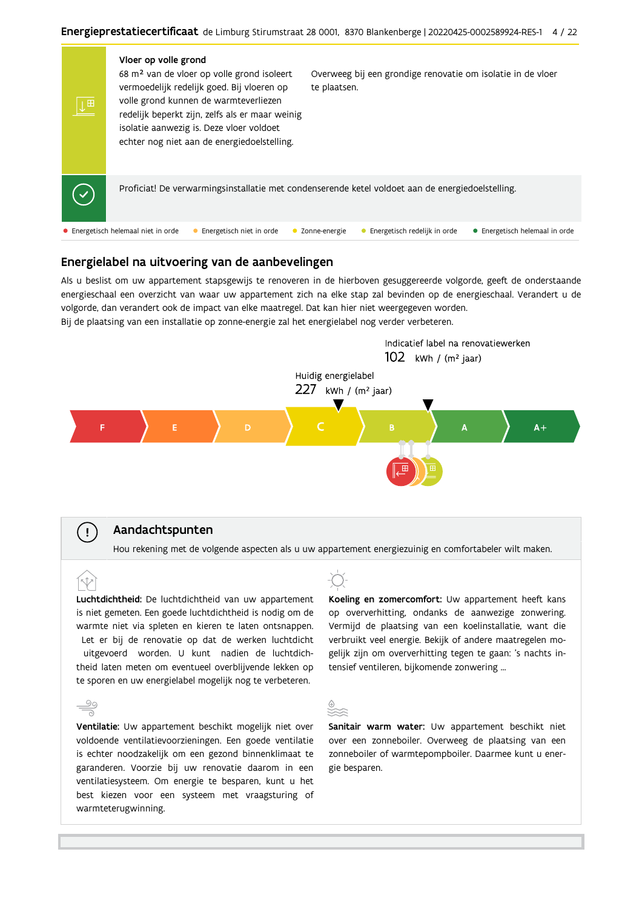### Vloer op volle grond

68 m² van de vloer op volle grond isoleert vermoedelijk redelijk goed. Bij vloeren op volle grond kunnen de warmteverliezen redelijk beperkt zijn, zelfs als er maar weinig isolatie aanwezig is. Deze vloer voldoet echter nog niet aan de energiedoelstelling.

Overweeg bij een grondige renovatie om isolatie in de vloer te plaatsen.

Proficiat! De verwarmingsinstallatie met condenserende ketel voldoet aan de energiedoelstelling.

- Energetisch helemaal niet in orde
- Energetisch niet in orde
- Zonne-energie
- Energetisch redelijk in orde
- Energetisch helemaal in orde

## Energielabel na uitvoering van de aanbevelingen

Als u beslist om uw appartement stapsgewijs te renoveren in de hierboven gesuggereerde volgorde, geeft de onderstaande energieschaal een overzicht van waar uw appartement zich na elke stap zal bevinden op de energieschaal. Verandert u de volgorde, dan verandert ook de impact van elke maatregel. Dat kan hier niet weergegeven worden.
Bij de plaatsing van een installatie op zonne-energie zal het energielabel nog verder verbeteren.

Indicatief label na renovatiewerken
102 kWh / (m² jaar)

Huidig energielabel
227 kWh / (m² jaar)

F | E | D | C | B | A | A+

## Aandachtspunten

Hou rekening met de volgende aspecten als u uw appartement energiezuinig en comfortabeler wilt maken.

**Luchtdichtheid:** De luchtdichtheid van uw appartement is niet gemeten. Een goede luchtdichtheid is nodig om de warmte niet via spleten en kieren te laten ontsnappen. Let er bij de renovatie op dat de werken luchtdicht uitgevoerd worden. U kunt nadien de luchtdichtheid laten meten om eventueel overblijvende lekken op te sporen en uw energielabel mogelijk nog te verbeteren.

**Ventilatie:** Uw appartement beschikt mogelijk niet over voldoende ventilatievoorzieningen. Een goede ventilatie is echter noodzakelijk om een gezond binnenklimaat te garanderen. Voorzie bij uw renovatie daarom in een ventilatiesysteem. Om energie te besparen, kunt u het best kiezen voor een systeem met vraagsturing of warmteterugwinning.

**Koeling en zomercomfort:** Uw appartement heeft kans op oververhitting, ondanks de aanwezige zonwering. Vermijd de plaatsing van een koelinstallatie, want die verbruikt veel energie. Bekijk of andere maatregelen mogelijk zijn om oververhitting tegen te gaan: 's nachts intensief ventileren, bijkomende zonwering ...

**Sanitair warm water:** Uw appartement beschikt niet over een zonneboiler. Overweeg de plaatsing van een zonneboiler of warmtepompboiler. Daarmee kunt u energie besparen.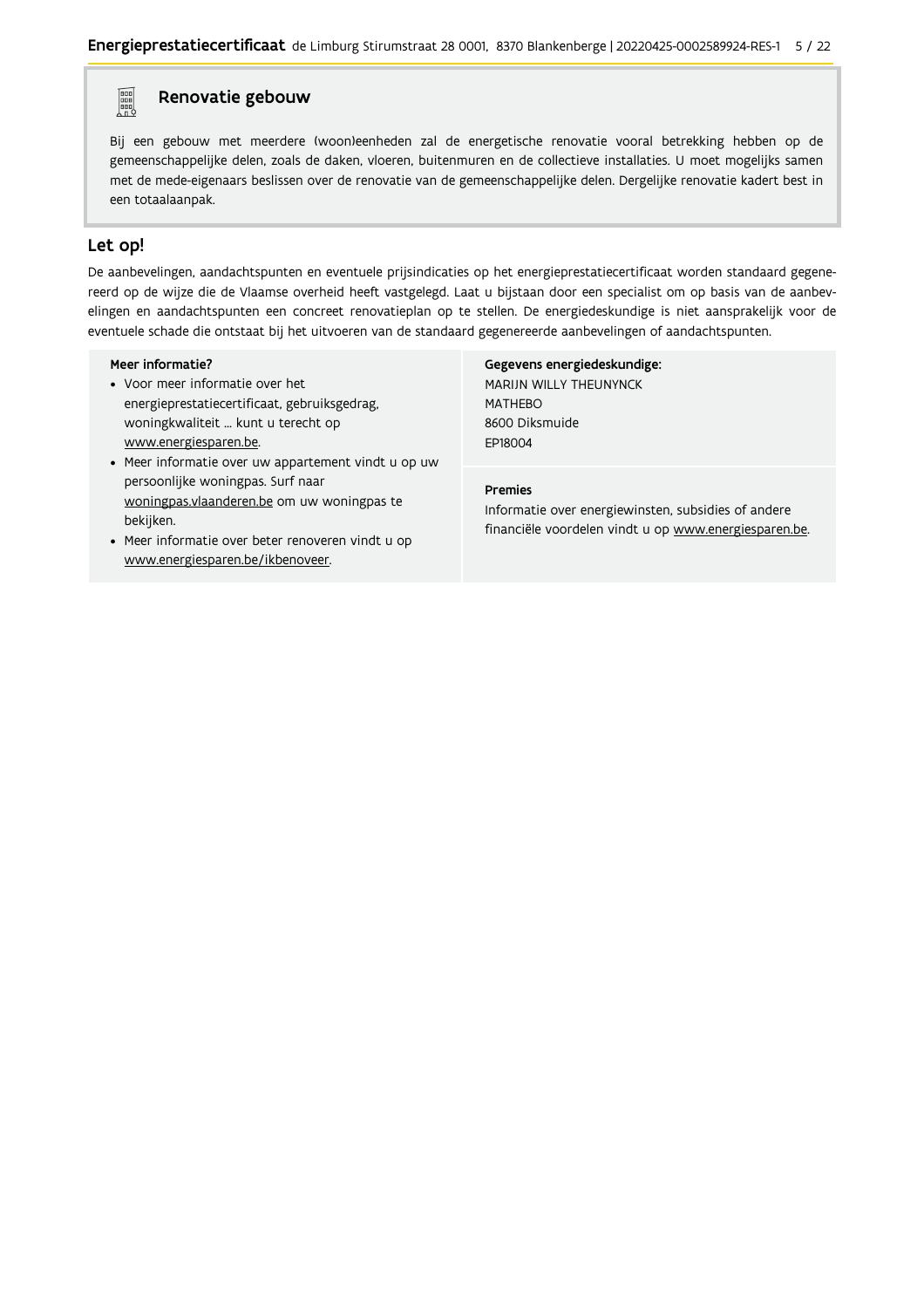## Renovatie gebouw

Bij een gebouw met meerdere (woon)eenheden zal de energetische renovatie vooral betrekking hebben op de gemeenschappelijke delen, zoals de daken, vloeren, buitenmuren en de collectieve installaties. U moet mogelijks samen met de mede-eigenaars beslissen over de renovatie van de gemeenschappelijke delen. Dergelijke renovatie kadert best in een totaalaanpak.

## Let op!

De aanbevelingen, aandachtspunten en eventuele prijsindicaties op het energieprestatiecertificaat worden standaard gegenereerd op de wijze die de Vlaamse overheid heeft vastgelegd. Laat u bijstaan door een specialist om op basis van de aanbevelingen en aandachtspunten een concreet renovatieplan op te stellen. De energiedeskundige is niet aansprakelijk voor de eventuele schade die ontstaat bij het uitvoeren van de standaard gegenereerde aanbevelingen of aandachtspunten.

**Meer informatie?**

- Voor meer informatie over het energieprestatiecertificaat, gebruiksgedrag, woningkwaliteit ... kunt u terecht op www.energiesparen.be.
- Meer informatie over uw appartement vindt u op uw persoonlijke woningpas. Surf naar woningpas.vlaanderen.be om uw woningpas te bekijken.
- Meer informatie over beter renoveren vindt u op www.energiesparen.be/ikbenoveer.

**Gegevens energiedeskundige:**

MARIJN WILLY THEUNYNCK
MATHEBO
8600 Diksmuide
EP18004

**Premies**

Informatie over energiewinsten, subsidies of andere financiële voordelen vindt u op www.energiesparen.be.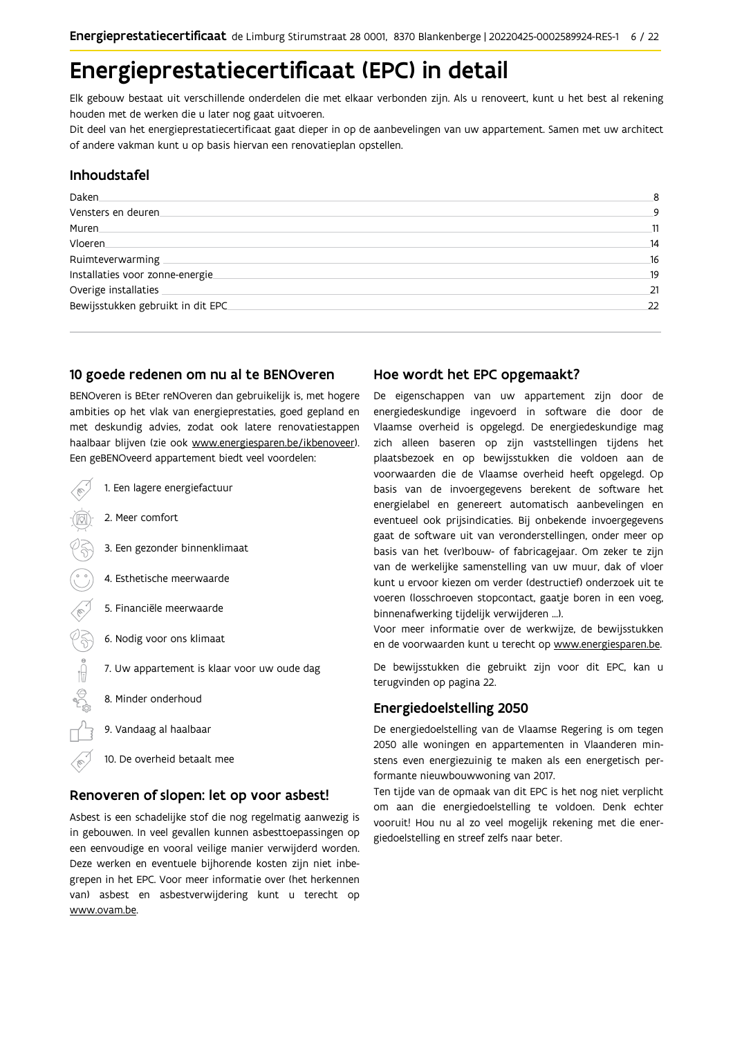# Energieprestatiecertificaat (EPC) in detail

Elk gebouw bestaat uit verschillende onderdelen die met elkaar verbonden zijn. Als u renoveert, kunt u het best al rekening houden met de werken die u later nog gaat uitvoeren.
Dit deel van het energieprestatiecertificaat gaat dieper in op de aanbevelingen van uw appartement. Samen met uw architect of andere vakman kunt u op basis hiervan een renovatieplan opstellen.

## Inhoudstafel

| | |
|---|---|
| Daken | 8 |
| Vensters en deuren | 9 |
| Muren | 11 |
| Vloeren | 14 |
| Ruimteverwarming | 16 |
| Installaties voor zonne-energie | 19 |
| Overige installaties | 21 |
| Bewijsstukken gebruikt in dit EPC | 22 |

## 10 goede redenen om nu al te BENOveren

BENOveren is BEter reNOveren dan gebruikelijk is, met hogere ambities op het vlak van energieprestaties, goed gepland en met deskundig advies, zodat ook latere renovatiestappen haalbaar blijven (zie ook www.energiesparen.be/ikbenoveer). Een geBENOveerd appartement biedt veel voordelen:

1. Een lagere energiefactuur
2. Meer comfort
3. Een gezonder binnenklimaat
4. Esthetische meerwaarde
5. Financiële meerwaarde
6. Nodig voor ons klimaat
7. Uw appartement is klaar voor uw oude dag
8. Minder onderhoud
9. Vandaag al haalbaar
10. De overheid betaalt mee

## Renoveren of slopen: let op voor asbest!

Asbest is een schadelijke stof die nog regelmatig aanwezig is in gebouwen. In veel gevallen kunnen asbesttoepassingen op een eenvoudige en vooral veilige manier verwijderd worden. Deze werken en eventuele bijhorende kosten zijn niet inbegrepen in het EPC. Voor meer informatie over (het herkennen van) asbest en asbestverwijdering kunt u terecht op www.ovam.be.

## Hoe wordt het EPC opgemaakt?

De eigenschappen van uw appartement zijn door de energiedeskundige ingevoerd in software die door de Vlaamse overheid is opgelegd. De energiedeskundige mag zich alleen baseren op zijn vaststellingen tijdens het plaatsbezoek en op bewijsstukken die voldoen aan de voorwaarden die de Vlaamse overheid heeft opgelegd. Op basis van de invoergegevens berekent de software het energielabel en genereert automatisch aanbevelingen en eventueel ook prijsindicaties. Bij onbekende invoergegevens gaat de software uit van veronderstellingen, onder meer op basis van het (ver)bouw- of fabricagejaar. Om zeker te zijn van de werkelijke samenstelling van uw muur, dak of vloer kunt u ervoor kiezen om verder (destructief) onderzoek uit te voeren (losschroeven stopcontact, gaatje boren in een voeg, binnenafwerking tijdelijk verwijderen ...).
Voor meer informatie over de werkwijze, de bewijsstukken en de voorwaarden kunt u terecht op www.energiesparen.be.

De bewijsstukken die gebruikt zijn voor dit EPC, kan u terugvinden op pagina 22.

## Energiedoelstelling 2050

De energiedoelstelling van de Vlaamse Regering is om tegen 2050 alle woningen en appartementen in Vlaanderen minstens even energiezuinig te maken als een energetisch performante nieuwbouwwoning van 2017.
Ten tijde van de opmaak van dit EPC is het nog niet verplicht om aan die energiedoelstelling te voldoen. Denk echter vooruit! Hou nu al zo veel mogelijk rekening met die energiedoelstelling en streef zelfs naar beter.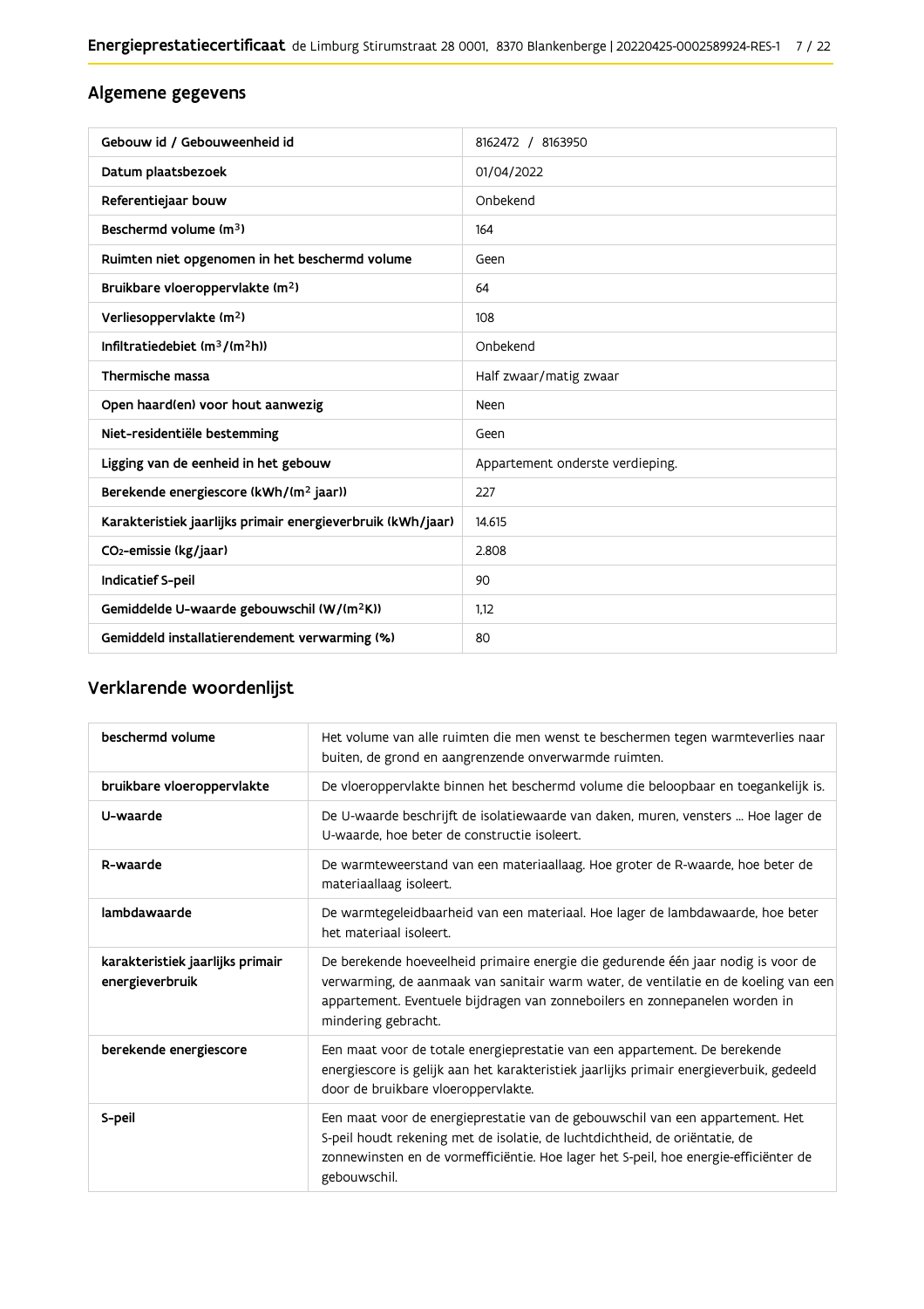## Algemene gegevens

| Gebouw id / Gebouweenheid id | 8162472 / 8163950 |
|---|---|
| Datum plaatsbezoek | 01/04/2022 |
| Referentiejaar bouw | Onbekend |
| Beschermd volume ($m^3$) | 164 |
| Ruimten niet opgenomen in het beschermd volume | Geen |
| Bruikbare vloeroppervlakte ($m^2$) | 64 |
| Verliesoppervlakte ($m^2$) | 108 |
| Infiltratiedebiet ($m^3/(m^2h)$) | Onbekend |
| Thermische massa | Half zwaar/matig zwaar |
| Open haard(en) voor hout aanwezig | Neen |
| Niet-residentiële bestemming | Geen |
| Ligging van de eenheid in het gebouw | Appartement onderste verdieping. |
| Berekende energiescore (kWh/($m^2$ jaar)) | 227 |
| Karakteristiek jaarlijks primair energieverbruik (kWh/jaar) | 14.615 |
| $CO_2$-emissie (kg/jaar) | 2.808 |
| Indicatief S-peil | 90 |
| Gemiddelde U-waarde gebouwschil (W/($m^2$K)) | 1,12 |
| Gemiddeld installatierendement verwarming (%) | 80 |

## Verklarende woordenlijst

| beschermd volume | Het volume van alle ruimten die men wenst te beschermen tegen warmteverlies naar buiten, de grond en aangrenzende onverwarmde ruimten. |
|---|---|
| bruikbare vloeroppervlakte | De vloeroppervlakte binnen het beschermd volume die beloopbaar en toegankelijk is. |
| U-waarde | De U-waarde beschrijft de isolatiewaarde van daken, muren, vensters ... Hoe lager de U-waarde, hoe beter de constructie isoleert. |
| R-waarde | De warmteweerstand van een materiaallaag. Hoe groter de R-waarde, hoe beter de materiaallaag isoleert. |
| lambdawaarde | De warmtegeleidbaarheid van een materiaal. Hoe lager de lambdawaarde, hoe beter het materiaal isoleert. |
| karakteristiek jaarlijks primair energieverbruik | De berekende hoeveelheid primaire energie die gedurende één jaar nodig is voor de verwarming, de aanmaak van sanitair warm water, de ventilatie en de koeling van een appartement. Eventuele bijdragen van zonneboilers en zonnepanelen worden in mindering gebracht. |
| berekende energiescore | Een maat voor de totale energieprestatie van een appartement. De berekende energiescore is gelijk aan het karakteristiek jaarlijks primair energieverbuik, gedeeld door de bruikbare vloeroppervlakte. |
| S-peil | Een maat voor de energieprestatie van de gebouwschil van een appartement. Het S-peil houdt rekening met de isolatie, de luchtdichtheid, de oriëntatie, de zonnewinsten en de vormefficiëntie. Hoe lager het S-peil, hoe energie-efficiënter de gebouwschil. |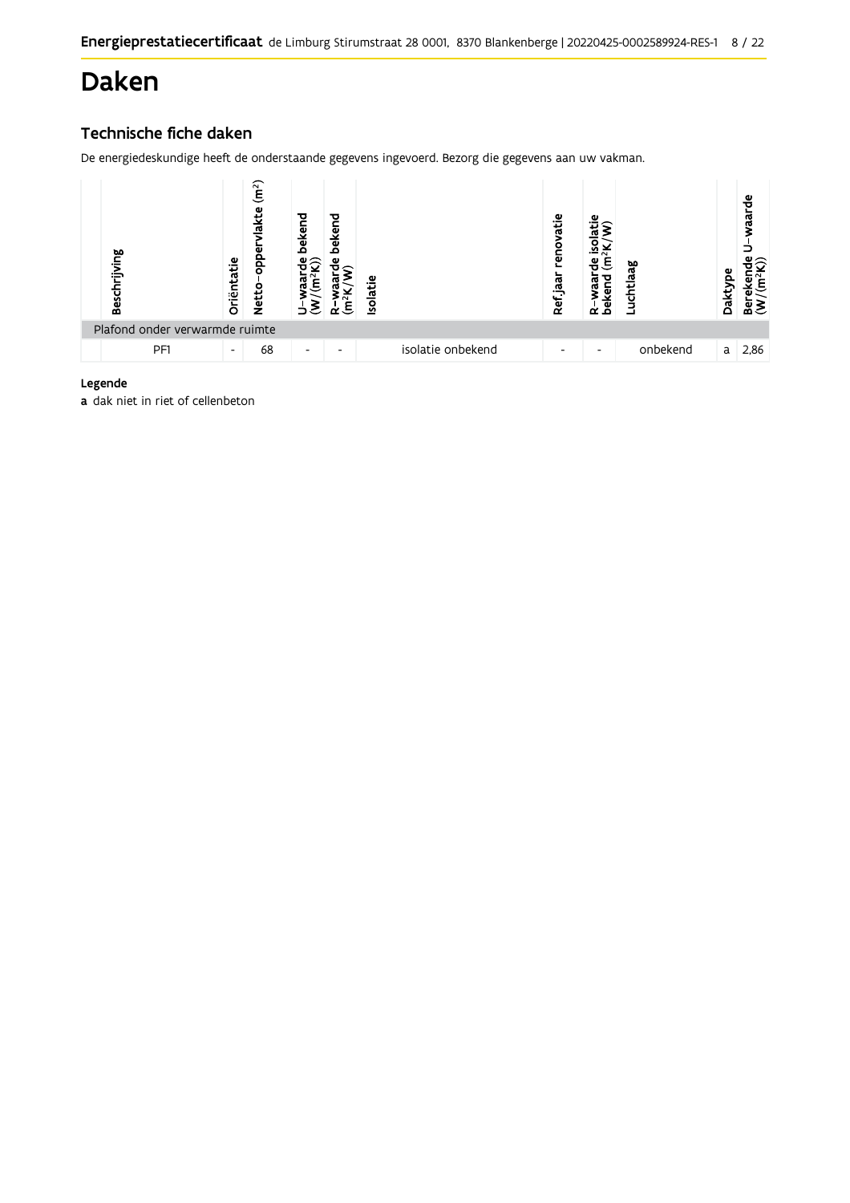# Daken

## Technische fiche daken

De energiedeskundige heeft de onderstaande gegevens ingevoerd. Bezorg die gegevens aan uw vakman.

| | Beschrijving | Oriëntatie | Netto-oppervlakte ($m^2$) | U-waarde bekend ($W/(m^2K)$) | R-waarde bekend ($m^2K/W$) | Isolatie | Ref.jaar renovatie | R-waarde isolatie bekend ($m^2K/W$) | Luchtlaag | Daktype | Berekende U-waarde ($W/(m^2K)$) |
|---|---|---|---|---|---|---|---|---|---|---|---|
| Plafond onder verwarmde ruimte | | | | | | | | | | | |
| | PF1 | - | 68 | - | - | isolatie onbekend | - | - | onbekend | a | 2,86 |

**Legende**

**a** dak niet in riet of cellenbeton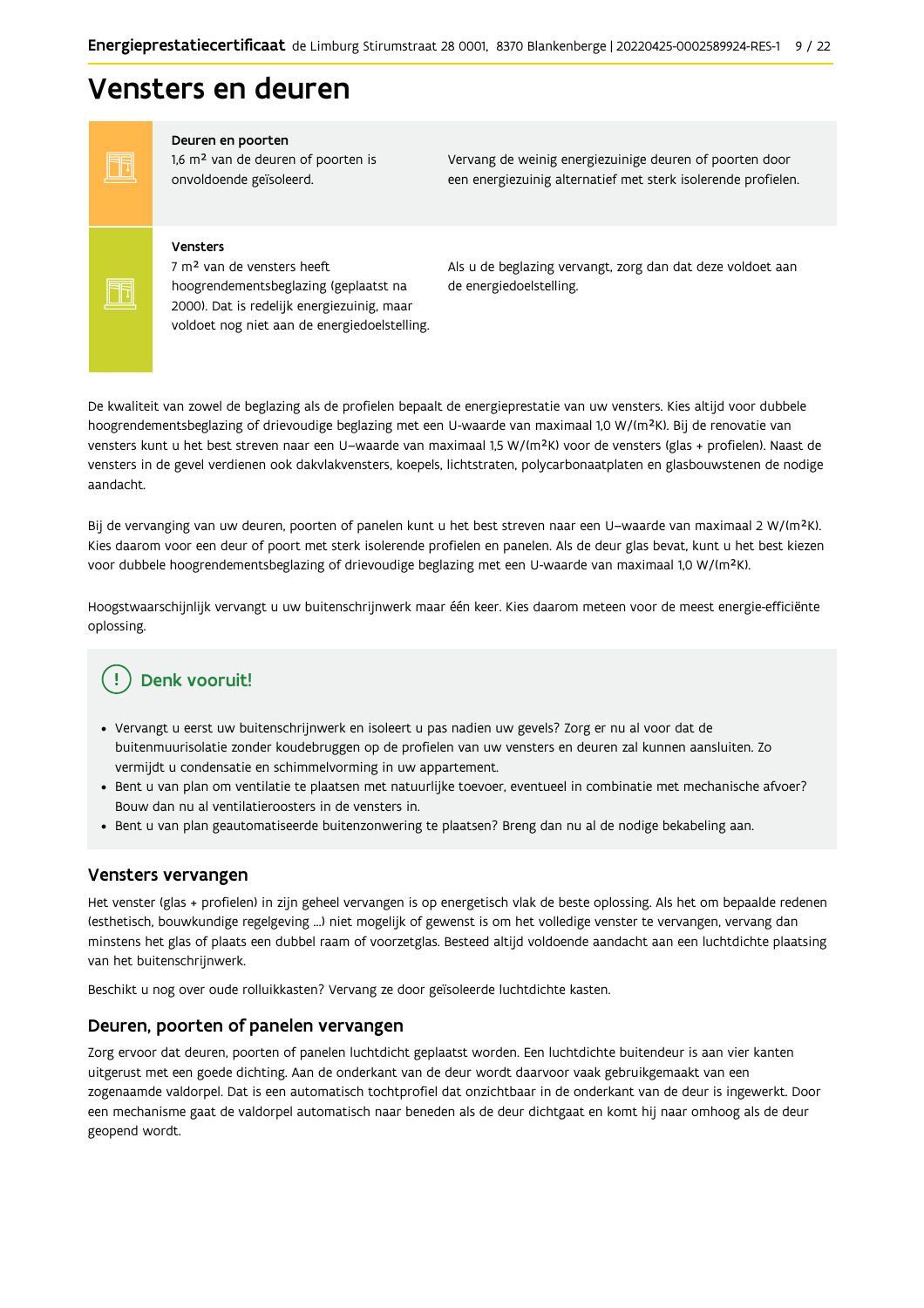# Vensters en deuren

| | | |
|---|---|---|
| | **Deuren en poorten**<br>1,6 m² van de deuren of poorten is onvoldoende geïsoleerd. | Vervang de weinig energiezuinige deuren of poorten door een energiezuinig alternatief met sterk isolerende profielen. |
| | **Vensters**<br>7 m² van de vensters heeft hoogrendementsbeglazing (geplaatst na 2000). Dat is redelijk energiezuinig, maar voldoet nog niet aan de energiedoelstelling. | Als u de beglazing vervangt, zorg dan dat deze voldoet aan de energiedoelstelling. |

De kwaliteit van zowel de beglazing als de profielen bepaalt de energieprestatie van uw vensters. Kies altijd voor dubbele hoogrendementsbeglazing of drievoudige beglazing met een U-waarde van maximaal 1,0 W/(m²K). Bij de renovatie van vensters kunt u het best streven naar een U–waarde van maximaal 1,5 W/(m²K) voor de vensters (glas + profielen). Naast de vensters in de gevel verdienen ook dakvlakvensters, koepels, lichtstraten, polycarbonaatplaten en glasbouwstenen de nodige aandacht.

Bij de vervanging van uw deuren, poorten of panelen kunt u het best streven naar een U–waarde van maximaal 2 W/(m²K). Kies daarom voor een deur of poort met sterk isolerende profielen en panelen. Als de deur glas bevat, kunt u het best kiezen voor dubbele hoogrendementsbeglazing of drievoudige beglazing met een U-waarde van maximaal 1,0 W/(m²K).

Hoogstwaarschijnlijk vervangt u uw buitenschrijnwerk maar één keer. Kies daarom meteen voor de meest energie-efficiënte oplossing.

## Denk vooruit!

- Vervangt u eerst uw buitenschrijnwerk en isoleert u pas nadien uw gevels? Zorg er nu al voor dat de buitenmuurisolatie zonder koudebruggen op de profielen van uw vensters en deuren zal kunnen aansluiten. Zo vermijdt u condensatie en schimmelvorming in uw appartement.
- Bent u van plan om ventilatie te plaatsen met natuurlijke toevoer, eventueel in combinatie met mechanische afvoer? Bouw dan nu al ventilatieroosters in de vensters in.
- Bent u van plan geautomatiseerde buitenzonwering te plaatsen? Breng dan nu al de nodige bekabeling aan.

## Vensters vervangen

Het venster (glas + profielen) in zijn geheel vervangen is op energetisch vlak de beste oplossing. Als het om bepaalde redenen (esthetisch, bouwkundige regelgeving ...) niet mogelijk of gewenst is om het volledige venster te vervangen, vervang dan minstens het glas of plaats een dubbel raam of voorzetglas. Besteed altijd voldoende aandacht aan een luchtdichte plaatsing van het buitenschrijnwerk.

Beschikt u nog over oude rolluikkasten? Vervang ze door geïsoleerde luchtdichte kasten.

## Deuren, poorten of panelen vervangen

Zorg ervoor dat deuren, poorten of panelen luchtdicht geplaatst worden. Een luchtdichte buitendeur is aan vier kanten uitgerust met een goede dichting. Aan de onderkant van de deur wordt daarvoor vaak gebruikgemaakt van een zogenaamde valdorpel. Dat is een automatisch tochtprofiel dat onzichtbaar in de onderkant van de deur is ingewerkt. Door een mechanisme gaat de valdorpel automatisch naar beneden als de deur dichtgaat en komt hij naar omhoog als de deur geopend wordt.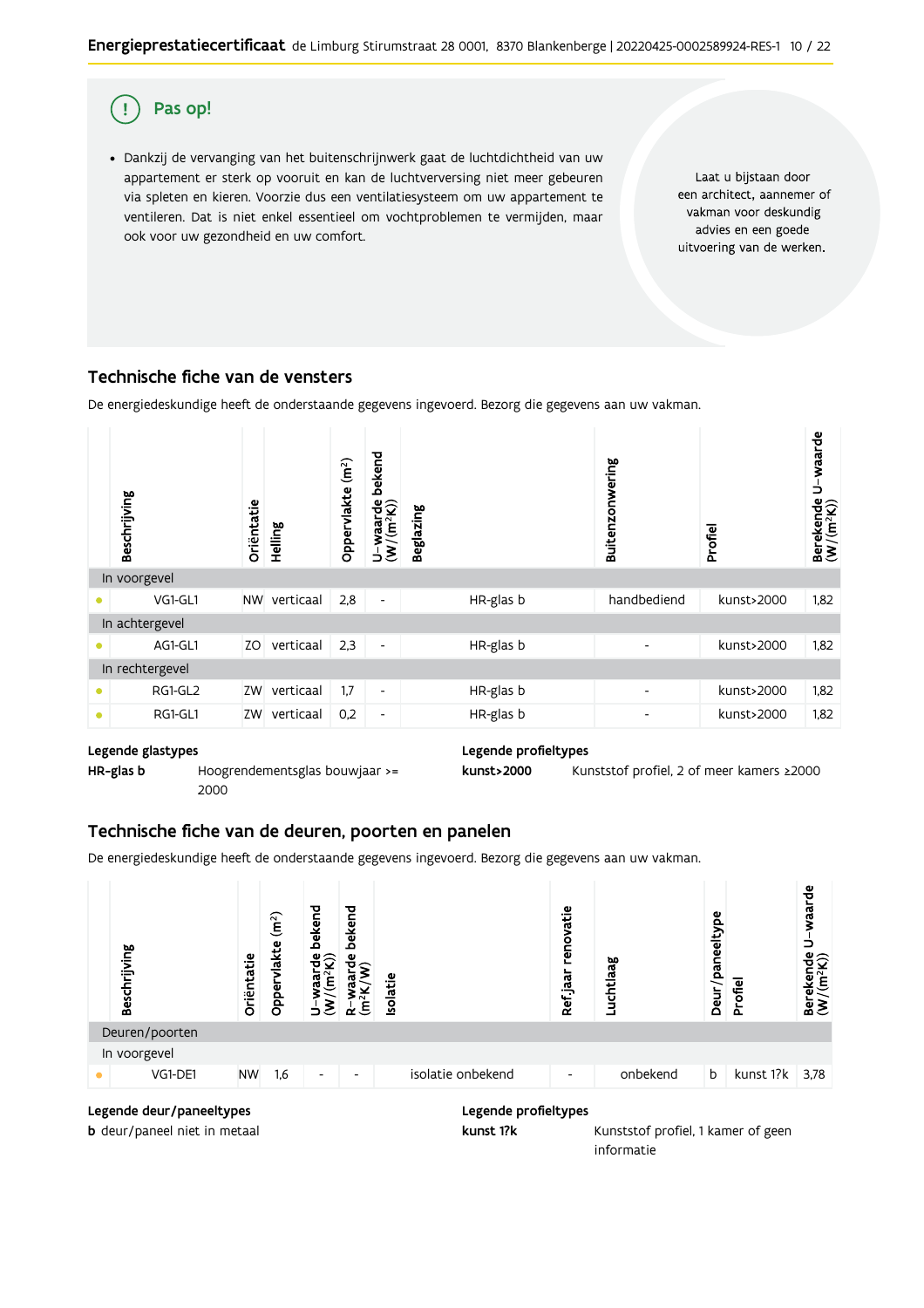## Pas op!

- Dankzij de vervanging van het buitenschrijnwerk gaat de luchtdichtheid van uw appartement er sterk op vooruit en kan de luchtverversing niet meer gebeuren via spleten en kieren. Voorzie dus een ventilatiesysteem om uw appartement te ventileren. Dat is niet enkel essentieel om vochtproblemen te vermijden, maar ook voor uw gezondheid en uw comfort.

Laat u bijstaan door een architect, aannemer of vakman voor deskundig advies en een goede uitvoering van de werken.

## Technische fiche van de vensters

De energiedeskundige heeft de onderstaande gegevens ingevoerd. Bezorg die gegevens aan uw vakman.

| | Beschrijving | Oriëntatie | Helling | Oppervlakte (m²) | U-waarde bekend (W/(m²K)) | Beglazing | Buitenzonwering | Profiel | Berekende U-waarde (W/(m²K)) |
|---|---|---|---|---|---|---|---|---|---|
| In voorgevel | | | | | | | | | |
| • | VG1-GL1 | NW | verticaal | 2,8 | - | HR-glas b | handbediend | kunst>2000 | 1,82 |
| In achtergevel | | | | | | | | | |
| • | AG1-GL1 | ZO | verticaal | 2,3 | - | HR-glas b | - | kunst>2000 | 1,82 |
| In rechtergevel | | | | | | | | | |
| • | RG1-GL2 | ZW | verticaal | 1,7 | - | HR-glas b | - | kunst>2000 | 1,82 |
| • | RG1-GL1 | ZW | verticaal | 0,2 | - | HR-glas b | - | kunst>2000 | 1,82 |

**Legende glastypes**

**HR-glas b** Hoogrendementsglas bouwjaar >= 2000

**Legende profieltypes**

**kunst>2000** Kunststof profiel, 2 of meer kamers ≥2000

## Technische fiche van de deuren, poorten en panelen

De energiedeskundige heeft de onderstaande gegevens ingevoerd. Bezorg die gegevens aan uw vakman.

| | Beschrijving | Oriëntatie | Oppervlakte (m²) | U-waarde bekend (W/(m²K)) | R-waarde bekend (m²K/W) | Isolatie | Ref.jaar renovatie | Luchtlaag | Deur/paneeltype | Profiel | Berekende U-waarde (W/(m²K)) |
|---|---|---|---|---|---|---|---|---|---|---|---|
| Deuren/poorten | | | | | | | | | | | |
| In voorgevel | | | | | | | | | | | |
| • | VG1-DE1 | NW | 1,6 | - | - | isolatie onbekend | - | onbekend | b | kunst 1?k | 3,78 |

**Legende deur/paneeltypes**

**b** deur/paneel niet in metaal

**Legende profieltypes**

**kunst 1?k** Kunststof profiel, 1 kamer of geen informatie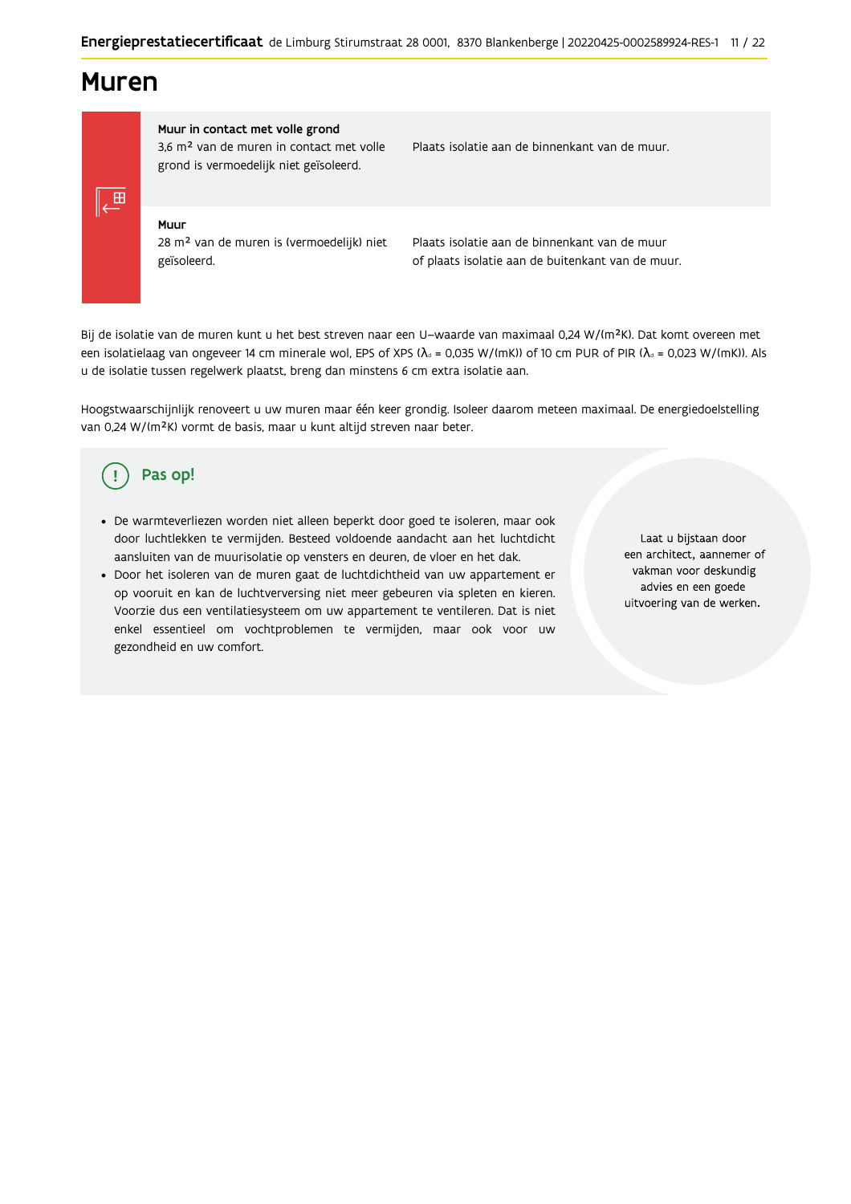# Muren

| | |
|---|---|
| **Muur in contact met volle grond**<br>3,6 m² van de muren in contact met volle grond is vermoedelijk niet geïsoleerd. | Plaats isolatie aan de binnenkant van de muur. |
| **Muur**<br>28 m² van de muren is (vermoedelijk) niet geïsoleerd. | Plaats isolatie aan de binnenkant van de muur of plaats isolatie aan de buitenkant van de muur. |

Bij de isolatie van de muren kunt u het best streven naar een U–waarde van maximaal 0,24 W/(m²K). Dat komt overeen met een isolatielaag van ongeveer 14 cm minerale wol, EPS of XPS ($\lambda_d$ = 0,035 W/(mK)) of 10 cm PUR of PIR ($\lambda_d$ = 0,023 W/(mK)). Als u de isolatie tussen regelwerk plaatst, breng dan minstens 6 cm extra isolatie aan.

Hoogstwaarschijnlijk renoveert u uw muren maar één keer grondig. Isoleer daarom meteen maximaal. De energiedoelstelling van 0,24 W/(m²K) vormt de basis, maar u kunt altijd streven naar beter.

## Pas op!

- De warmteverliezen worden niet alleen beperkt door goed te isoleren, maar ook door luchtlekken te vermijden. Besteed voldoende aandacht aan het luchtdicht aansluiten van de muurisolatie op vensters en deuren, de vloer en het dak.
- Door het isoleren van de muren gaat de luchtdichtheid van uw appartement er op vooruit en kan de luchtverversing niet meer gebeuren via spleten en kieren. Voorzie dus een ventilatiesysteem om uw appartement te ventileren. Dat is niet enkel essentieel om vochtproblemen te vermijden, maar ook voor uw gezondheid en uw comfort.

Laat u bijstaan door een architect, aannemer of vakman voor deskundig advies en een goede uitvoering van de werken.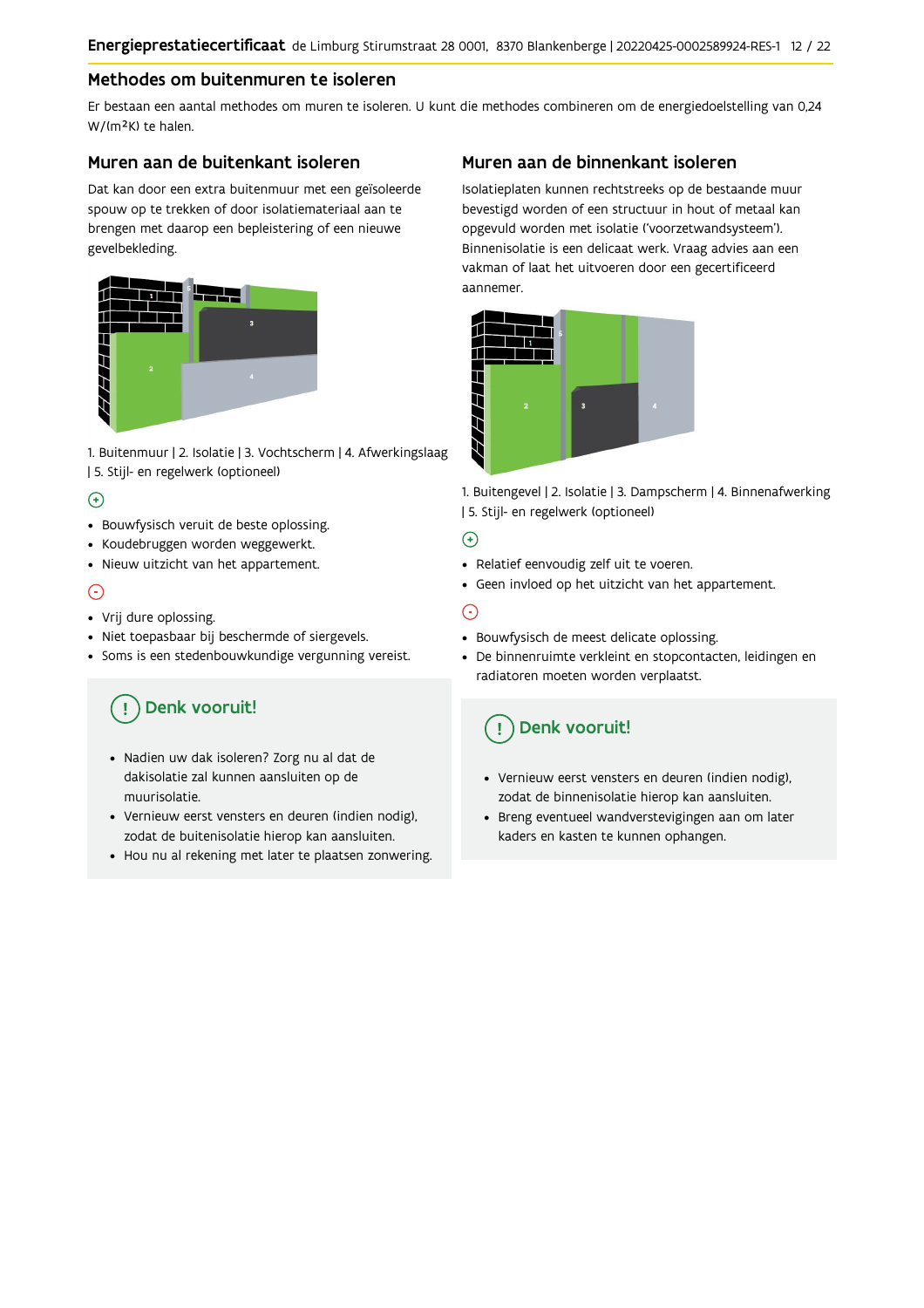## Methodes om buitenmuren te isoleren

Er bestaan een aantal methodes om muren te isoleren. U kunt die methodes combineren om de energiedoelstelling van 0,24 W/(m²K) te halen.

### Muren aan de buitenkant isoleren

Dat kan door een extra buitenmuur met een geïsoleerde spouw op te trekken of door isolatiemateriaal aan te brengen met daarop een bepleistering of een nieuwe gevelbekleding.

1. Buitenmuur | 2. Isolatie | 3. Vochtscherm | 4. Afwerkingslaag | 5. Stijl- en regelwerk (optioneel)

⊕

- Bouwfysisch veruit de beste oplossing.
- Koudebruggen worden weggewerkt.
- Nieuw uitzicht van het appartement.

⊖

- Vrij dure oplossing.
- Niet toepasbaar bij beschermde of siergevels.
- Soms is een stedenbouwkundige vergunning vereist.

**Denk vooruit!**

- Nadien uw dak isoleren? Zorg nu al dat de dakisolatie zal kunnen aansluiten op de muurisolatie.
- Vernieuw eerst vensters en deuren (indien nodig), zodat de buitenisolatie hierop kan aansluiten.
- Hou nu al rekening met later te plaatsen zonwering.

### Muren aan de binnenkant isoleren

Isolatieplaten kunnen rechtstreeks op de bestaande muur bevestigd worden of een structuur in hout of metaal kan opgevuld worden met isolatie ('voorzetwandsysteem'). Binnenisolatie is een delicaat werk. Vraag advies aan een vakman of laat het uitvoeren door een gecertificeerd aannemer.

1. Buitengevel | 2. Isolatie | 3. Dampscherm | 4. Binnenafwerking | 5. Stijl- en regelwerk (optioneel)

⊕

- Relatief eenvoudig zelf uit te voeren.
- Geen invloed op het uitzicht van het appartement.

⊖

- Bouwfysisch de meest delicate oplossing.
- De binnenruimte verkleint en stopcontacten, leidingen en radiatoren moeten worden verplaatst.

**Denk vooruit!**

- Vernieuw eerst vensters en deuren (indien nodig), zodat de binnenisolatie hierop kan aansluiten.
- Breng eventueel wandverstevigingen aan om later kaders en kasten te kunnen ophangen.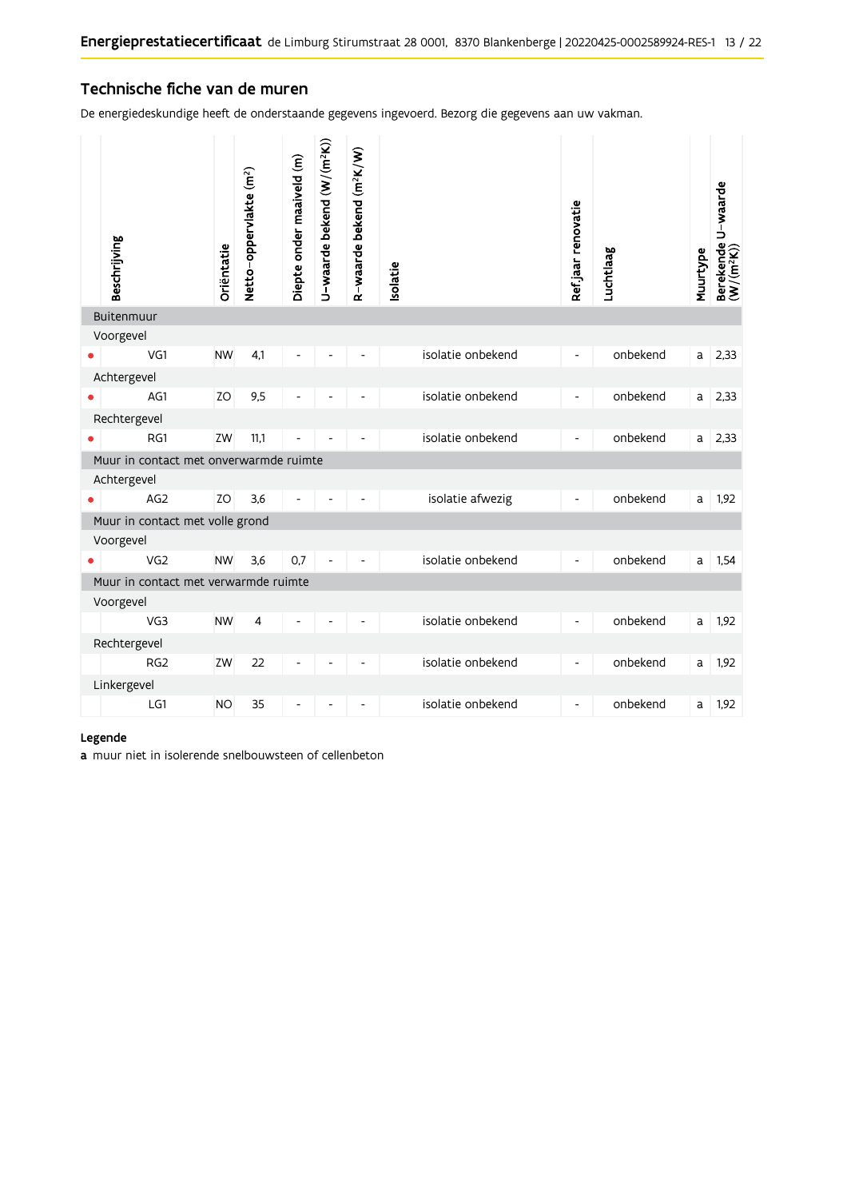## Technische fiche van de muren

De energiedeskundige heeft de onderstaande gegevens ingevoerd. Bezorg die gegevens aan uw vakman.

| | Beschrijving | Oriëntatie | Netto-oppervlakte (m²) | Diepte onder maaiveld (m) | U-waarde bekend (W/(m²K)) | R-waarde bekend (m²K/W) | Isolatie | Ref.jaar renovatie | Luchtlaag | Muurtype | Berekende U-waarde (W/(m²K)) |
|---|---|---|---|---|---|---|---|---|---|---|---|
| | **Buitenmuur** | | | | | | | | | | |
| | Voorgevel | | | | | | | | | | |
| • | VG1 | NW | 4,1 | - | - | - | isolatie onbekend | - | onbekend | a | 2,33 |
| | Achtergevel | | | | | | | | | | |
| • | AG1 | ZO | 9,5 | - | - | - | isolatie onbekend | - | onbekend | a | 2,33 |
| | Rechtergevel | | | | | | | | | | |
| • | RG1 | ZW | 11,1 | - | - | - | isolatie onbekend | - | onbekend | a | 2,33 |
| | **Muur in contact met onverwarmde ruimte** | | | | | | | | | | |
| | Achtergevel | | | | | | | | | | |
| • | AG2 | ZO | 3,6 | - | - | - | isolatie afwezig | - | onbekend | a | 1,92 |
| | **Muur in contact met volle grond** | | | | | | | | | | |
| | Voorgevel | | | | | | | | | | |
| • | VG2 | NW | 3,6 | 0,7 | - | - | isolatie onbekend | - | onbekend | a | 1,54 |
| | **Muur in contact met verwarmde ruimte** | | | | | | | | | | |
| | Voorgevel | | | | | | | | | | |
| | VG3 | NW | 4 | - | - | - | isolatie onbekend | - | onbekend | a | 1,92 |
| | Rechtergevel | | | | | | | | | | |
| | RG2 | ZW | 22 | - | - | - | isolatie onbekend | - | onbekend | a | 1,92 |
| | Linkergevel | | | | | | | | | | |
| | LG1 | NO | 35 | - | - | - | isolatie onbekend | - | onbekend | a | 1,92 |

**Legende**

**a** muur niet in isolerende snelbouwsteen of cellenbeton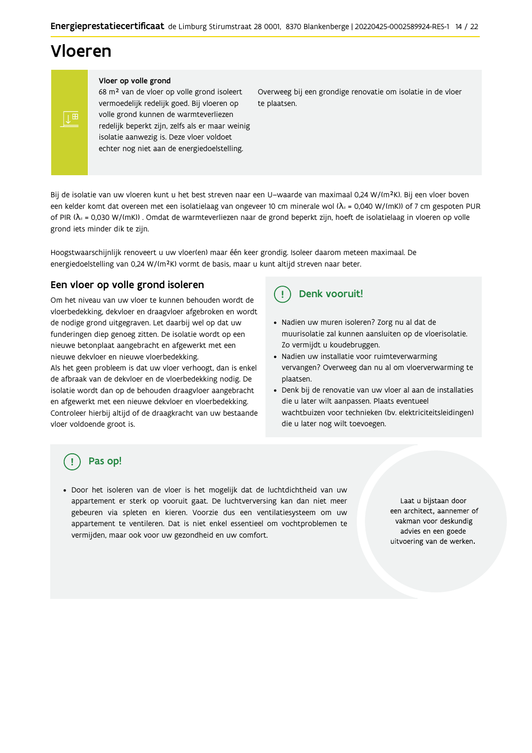# Vloeren

**Vloer op volle grond**

68 m² van de vloer op volle grond isoleert vermoedelijk redelijk goed. Bij vloeren op volle grond kunnen de warmteverliezen redelijk beperkt zijn, zelfs als er maar weinig isolatie aanwezig is. Deze vloer voldoet echter nog niet aan de energiedoelstelling.

Overweeg bij een grondige renovatie om isolatie in de vloer te plaatsen.

Bij de isolatie van uw vloeren kunt u het best streven naar een U-waarde van maximaal 0,24 W/(m²K). Bij een vloer boven een kelder komt dat overeen met een isolatielaag van ongeveer 10 cm minerale wol ($\lambda_d$ = 0,040 W/(mK)) of 7 cm gespoten PUR of PIR ($\lambda_d$ = 0,030 W/(mK)) . Omdat de warmteverliezen naar de grond beperkt zijn, hoeft de isolatielaag in vloeren op volle grond iets minder dik te zijn.

Hoogstwaarschijnlijk renoveert u uw vloer(en) maar één keer grondig. Isoleer daarom meteen maximaal. De energiedoelstelling van 0,24 W/(m²K) vormt de basis, maar u kunt altijd streven naar beter.

## Een vloer op volle grond isoleren

Om het niveau van uw vloer te kunnen behouden wordt de vloerbedekking, dekvloer en draagvloer afgebroken en wordt de nodige grond uitgegraven. Let daarbij wel op dat uw funderingen diep genoeg zitten. De isolatie wordt op een nieuwe betonplaat aangebracht en afgewerkt met een nieuwe dekvloer en nieuwe vloerbedekking.
Als het geen probleem is dat uw vloer verhoogt, dan is enkel de afbraak van de dekvloer en de vloerbedekking nodig. De isolatie wordt dan op de behouden draagvloer aangebracht en afgewerkt met een nieuwe dekvloer en vloerbedekking. Controleer hierbij altijd of de draagkracht van uw bestaande vloer voldoende groot is.

## Denk vooruit!

- Nadien uw muren isoleren? Zorg nu al dat de muurisolatie zal kunnen aansluiten op de vloerisolatie. Zo vermijdt u koudebruggen.
- Nadien uw installatie voor ruimteverwarming vervangen? Overweeg dan nu al om vloerverwarming te plaatsen.
- Denk bij de renovatie van uw vloer al aan de installaties die u later wilt aanpassen. Plaats eventueel wachtbuizen voor technieken (bv. elektriciteitsleidingen) die u later nog wilt toevoegen.

## Pas op!

- Door het isoleren van de vloer is het mogelijk dat de luchtdichtheid van uw appartement er sterk op vooruit gaat. De luchtverversing kan dan niet meer gebeuren via spleten en kieren. Voorzie dus een ventilatiesysteem om uw appartement te ventileren. Dat is niet enkel essentieel om vochtproblemen te vermijden, maar ook voor uw gezondheid en uw comfort.

Laat u bijstaan door een architect, aannemer of vakman voor deskundig advies en een goede uitvoering van de werken.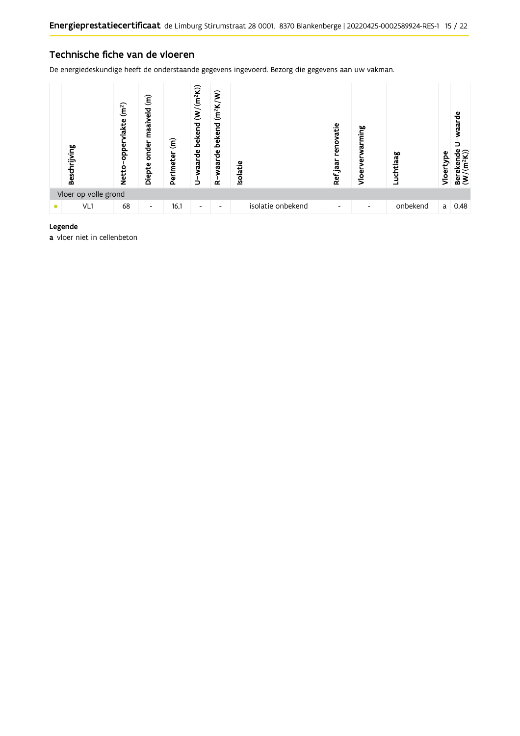## Technische fiche van de vloeren

De energiedeskundige heeft de onderstaande gegevens ingevoerd. Bezorg die gegevens aan uw vakman.

| | Beschrijving | Netto-oppervlakte ($m^2$) | Diepte onder maaiveld (m) | Perimeter (m) | U-waarde bekend ($W/(m^2K)$) | R-waarde bekend ($m^2K/W$) | Isolatie | Ref.jaar renovatie | Vloerverwarming | Luchtlaag | Vloertype | Berekende U-waarde ($W/(m^2K)$) |
|---|---|---|---|---|---|---|---|---|---|---|---|---|
| Vloer op volle grond | | | | | | | | | | | | |
| • | VL1 | 68 | - | 16,1 | - | - | isolatie onbekend | - | - | onbekend | a | 0,48 |

**Legende**

**a** vloer niet in cellenbeton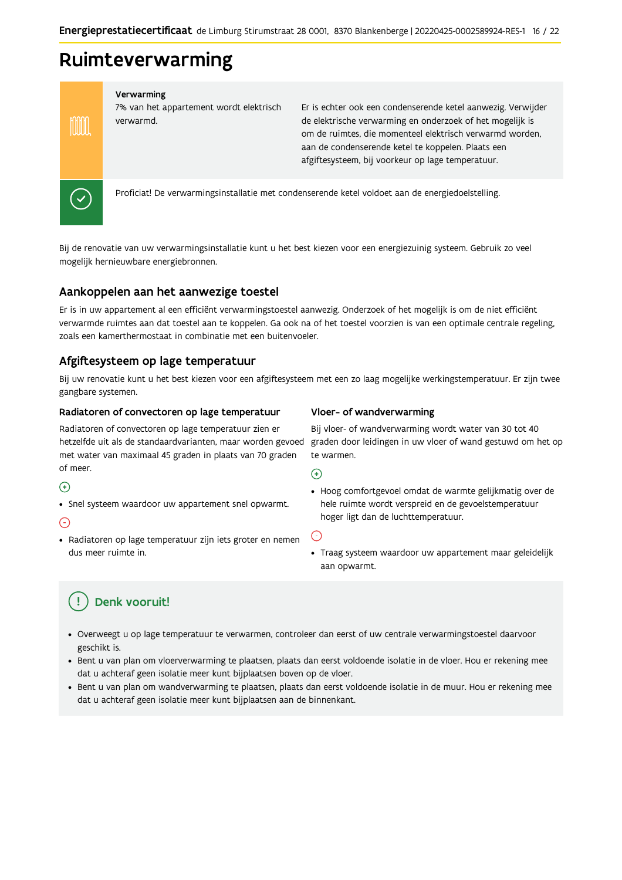# Ruimteverwarming

**Verwarming**

7% van het appartement wordt elektrisch verwarmd.

Er is echter ook een condenserende ketel aanwezig. Verwijder de elektrische verwarming en onderzoek of het mogelijk is om de ruimtes, die momenteel elektrisch verwarmd worden, aan de condenserende ketel te koppelen. Plaats een afgiftesysteem, bij voorkeur op lage temperatuur.

Proficiat! De verwarmingsinstallatie met condenserende ketel voldoet aan de energiedoelstelling.

Bij de renovatie van uw verwarmingsinstallatie kunt u het best kiezen voor een energiezuinig systeem. Gebruik zo veel mogelijk hernieuwbare energiebronnen.

## Aankoppelen aan het aanwezige toestel

Er is in uw appartement al een efficiënt verwarmingstoestel aanwezig. Onderzoek of het mogelijk is om de niet efficiënt verwarmde ruimtes aan dat toestel aan te koppelen. Ga ook na of het toestel voorzien is van een optimale centrale regeling, zoals een kamerthermostaat in combinatie met een buitenvoeler.

## Afgiftesysteem op lage temperatuur

Bij uw renovatie kunt u het best kiezen voor een afgiftesysteem met een zo laag mogelijke werkingstemperatuur. Er zijn twee gangbare systemen.

### Radiatoren of convectoren op lage temperatuur

Radiatoren of convectoren op lage temperatuur zien er hetzelfde uit als de standaardvarianten, maar worden gevoed met water van maximaal 45 graden in plaats van 70 graden of meer.

+

- Snel systeem waardoor uw appartement snel opwarmt.

-

- Radiatoren op lage temperatuur zijn iets groter en nemen dus meer ruimte in.

### Vloer- of wandverwarming

Bij vloer- of wandverwarming wordt water van 30 tot 40 graden door leidingen in uw vloer of wand gestuwd om het op te warmen.

+

- Hoog comfortgevoel omdat de warmte gelijkmatig over de hele ruimte wordt verspreid en de gevoelstemperatuur hoger ligt dan de luchttemperatuur.

-

- Traag systeem waardoor uw appartement maar geleidelijk aan opwarmt.

## Denk vooruit!

- Overweegt u op lage temperatuur te verwarmen, controleer dan eerst of uw centrale verwarmingstoestel daarvoor geschikt is.
- Bent u van plan om vloerverwarming te plaatsen, plaats dan eerst voldoende isolatie in de vloer. Hou er rekening mee dat u achteraf geen isolatie meer kunt bijplaatsen boven op de vloer.
- Bent u van plan om wandverwarming te plaatsen, plaats dan eerst voldoende isolatie in de muur. Hou er rekening mee dat u achteraf geen isolatie meer kunt bijplaatsen aan de binnenkant.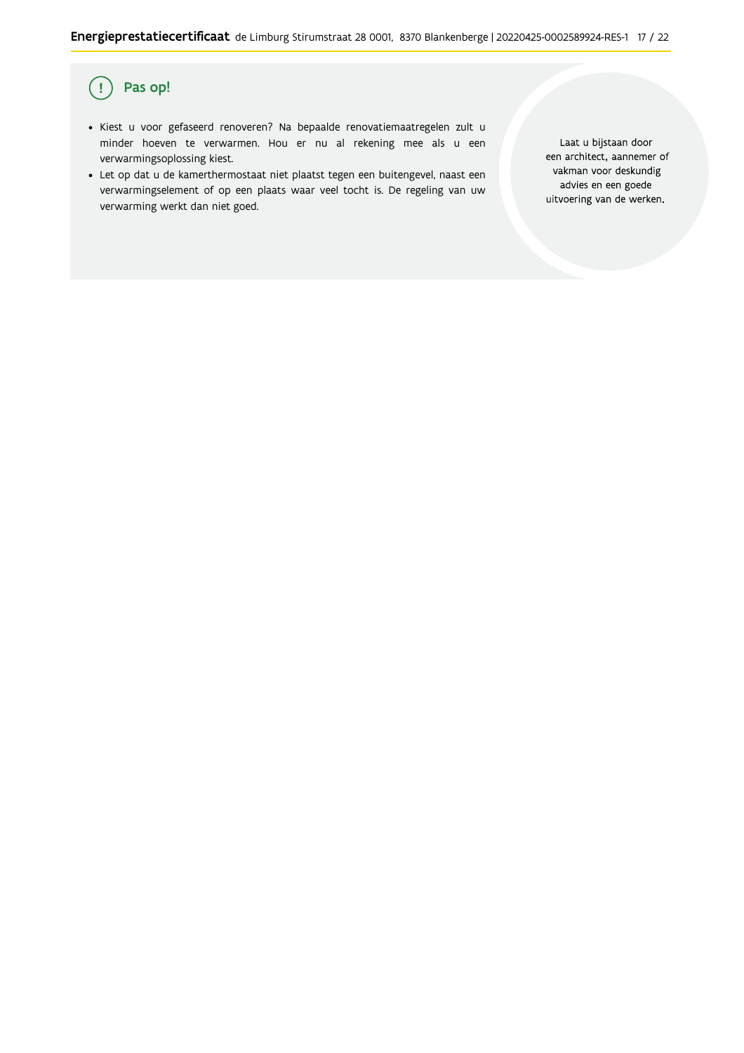## (!) Pas op!

- Kiest u voor gefaseerd renoveren? Na bepaalde renovatiemaatregelen zult u minder hoeven te verwarmen. Hou er nu al rekening mee als u een verwarmingsoplossing kiest.
- Let op dat u de kamerthermostaat niet plaatst tegen een buitengevel, naast een verwarmingselement of op een plaats waar veel tocht is. De regeling van uw verwarming werkt dan niet goed.

Laat u bijstaan door een architect, aannemer of vakman voor deskundig advies en een goede uitvoering van de werken.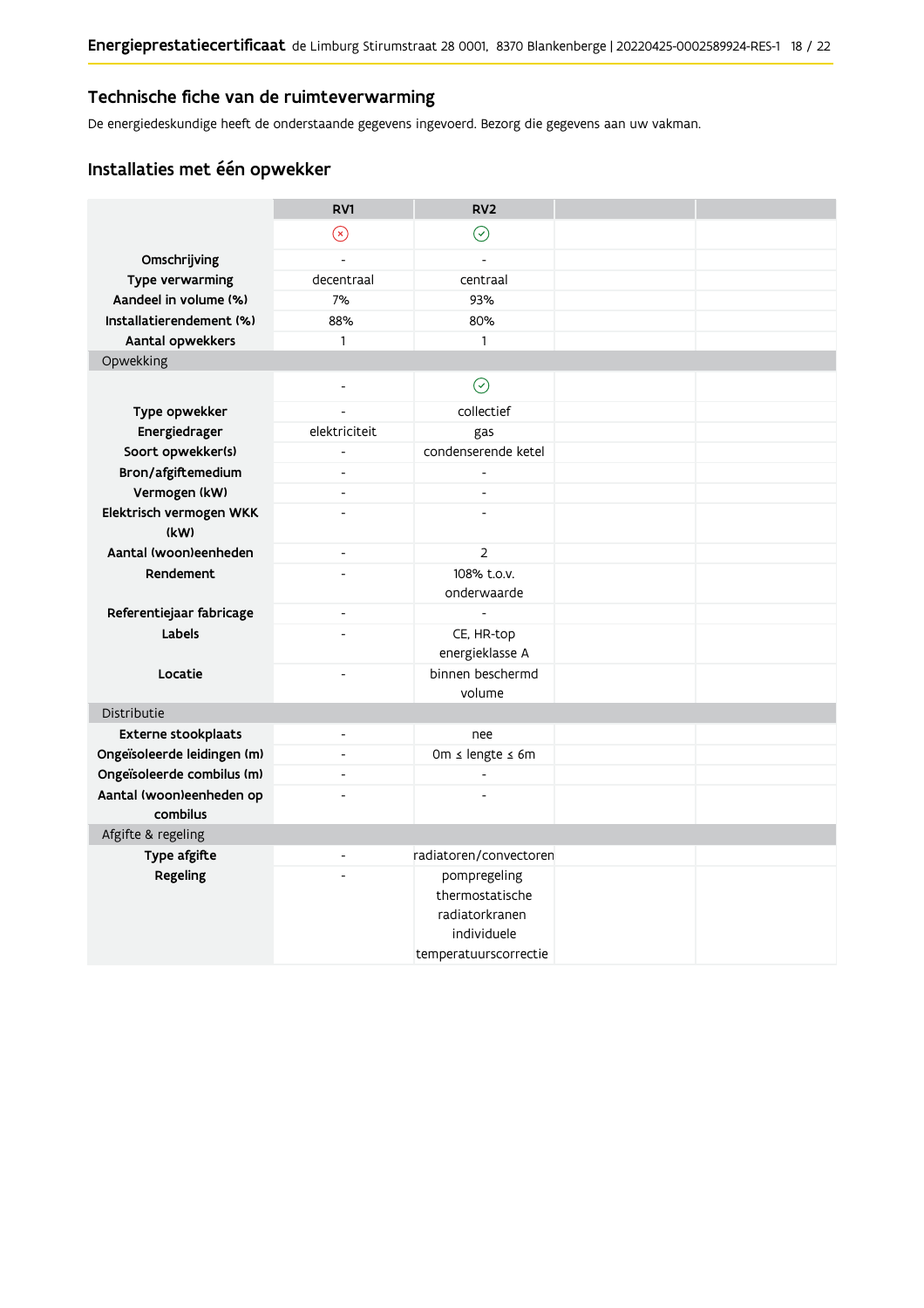## Technische fiche van de ruimteverwarming

De energiedeskundige heeft de onderstaande gegevens ingevoerd. Bezorg die gegevens aan uw vakman.

### Installaties met één opwekker

| | RV1 | RV2 | | |
|---|---|---|---|---|
| | ⊗ | ✓ | | |
| **Omschrijving** | - | - | | |
| **Type verwarming** | decentraal | centraal | | |
| **Aandeel in volume (%)** | 7% | 93% | | |
| **Installatierendement (%)** | 88% | 80% | | |
| **Aantal opwekkers** | 1 | 1 | | |
| Opwekking | | | | |
| | - | ✓ | | |
| **Type opwekker** | - | collectief | | |
| **Energiedrager** | elektriciteit | gas | | |
| **Soort opwekker(s)** | - | condenserende ketel | | |
| **Bron/afgiftemedium** | - | - | | |
| **Vermogen (kW)** | - | - | | |
| **Elektrisch vermogen WKK (kW)** | - | - | | |
| **Aantal (woon)eenheden** | - | 2 | | |
| **Rendement** | - | 108% t.o.v. onderwaarde | | |
| **Referentiejaar fabricage** | - | - | | |
| **Labels** | - | CE, HR-top energieklasse A | | |
| **Locatie** | - | binnen beschermd volume | | |
| Distributie | | | | |
| **Externe stookplaats** | - | nee | | |
| **Ongeïsoleerde leidingen (m)** | - | 0m ≤ lengte ≤ 6m | | |
| **Ongeïsoleerde combilus (m)** | - | - | | |
| **Aantal (woon)eenheden op combilus** | - | - | | |
| Afgifte & regeling | | | | |
| **Type afgifte** | - | radiatoren/convectoren | | |
| **Regeling** | - | pompregeling thermostatische radiatorkranen individuele temperatuurscorrectie | | |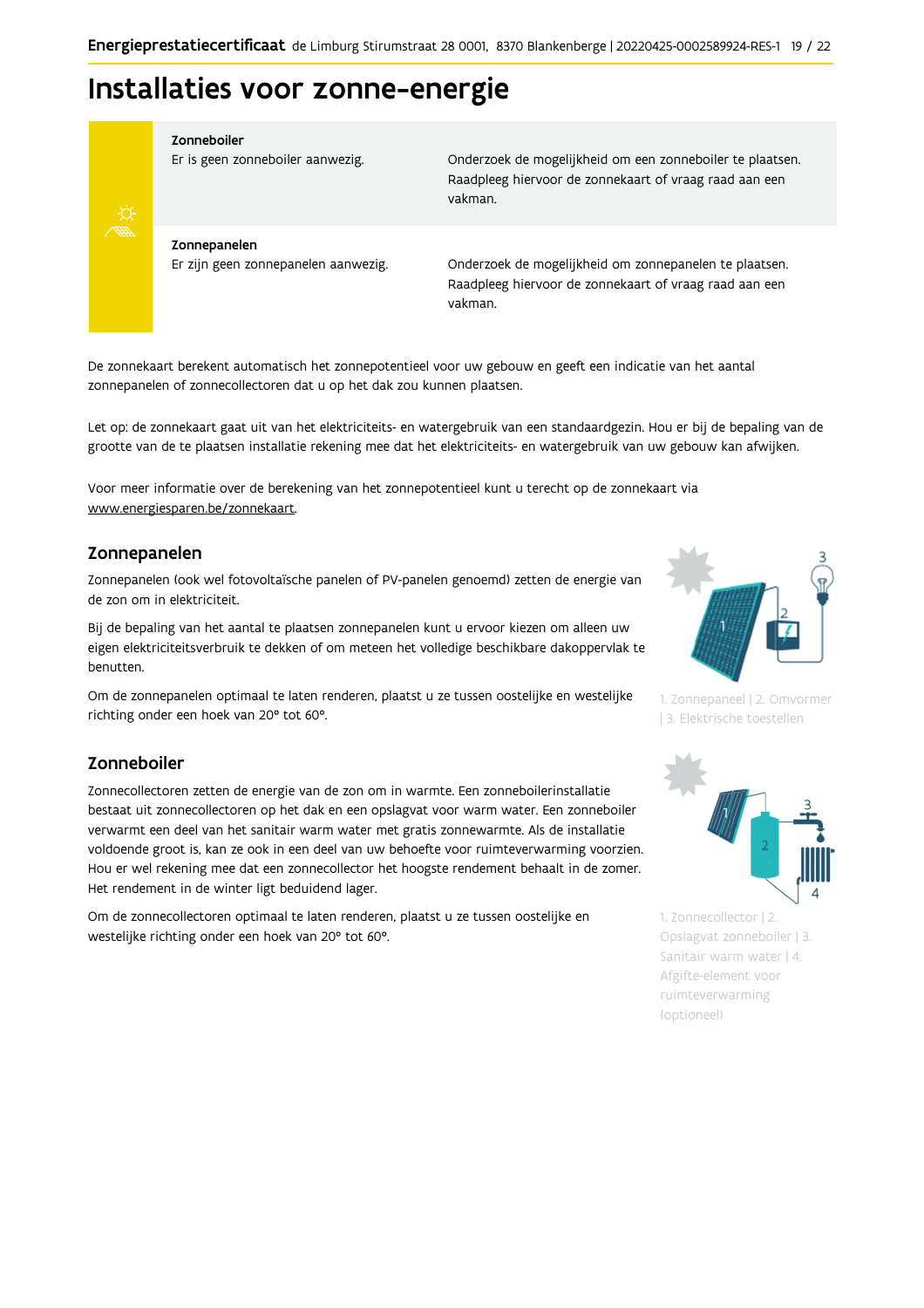# Installaties voor zonne-energie

| | |
|---|---|
| **Zonneboiler**<br>Er is geen zonneboiler aanwezig. | Onderzoek de mogelijkheid om een zonneboiler te plaatsen. Raadpleeg hiervoor de zonnekaart of vraag raad aan een vakman. |
| **Zonnepanelen**<br>Er zijn geen zonnepanelen aanwezig. | Onderzoek de mogelijkheid om zonnepanelen te plaatsen. Raadpleeg hiervoor de zonnekaart of vraag raad aan een vakman. |

De zonnekaart berekent automatisch het zonnepotentieel voor uw gebouw en geeft een indicatie van het aantal zonnepanelen of zonnecollectoren dat u op het dak zou kunnen plaatsen.

Let op: de zonnekaart gaat uit van het elektriciteits- en watergebruik van een standaardgezin. Hou er bij de bepaling van de grootte van de te plaatsen installatie rekening mee dat het elektriciteits- en watergebruik van uw gebouw kan afwijken.

Voor meer informatie over de berekening van het zonnepotentieel kunt u terecht op de zonnekaart via www.energiesparen.be/zonnekaart.

## Zonnepanelen

Zonnepanelen (ook wel fotovoltaïsche panelen of PV-panelen genoemd) zetten de energie van de zon om in elektriciteit.

Bij de bepaling van het aantal te plaatsen zonnepanelen kunt u ervoor kiezen om alleen uw eigen elektriciteitsverbruik te dekken of om meteen het volledige beschikbare dakoppervlak te benutten.

Om de zonnepanelen optimaal te laten renderen, plaatst u ze tussen oostelijke en westelijke richting onder een hoek van 20° tot 60°.

1. Zonnepaneel | 2. Omvormer | 3. Elektrische toestellen

## Zonneboiler

Zonnecollectoren zetten de energie van de zon om in warmte. Een zonneboilerinstallatie bestaat uit zonnecollectoren op het dak en een opslagvat voor warm water. Een zonneboiler verwarmt een deel van het sanitair warm water met gratis zonnewarmte. Als de installatie voldoende groot is, kan ze ook in een deel van uw behoefte voor ruimteverwarming voorzien. Hou er wel rekening mee dat een zonnecollector het hoogste rendement behaalt in de zomer. Het rendement in de winter ligt beduidend lager.

Om de zonnecollectoren optimaal te laten renderen, plaatst u ze tussen oostelijke en westelijke richting onder een hoek van 20° tot 60°.

1. Zonnecollector | 2. Opslagvat zonneboiler | 3. Sanitair warm water | 4. Afgifte-element voor ruimteverwarming (optioneel)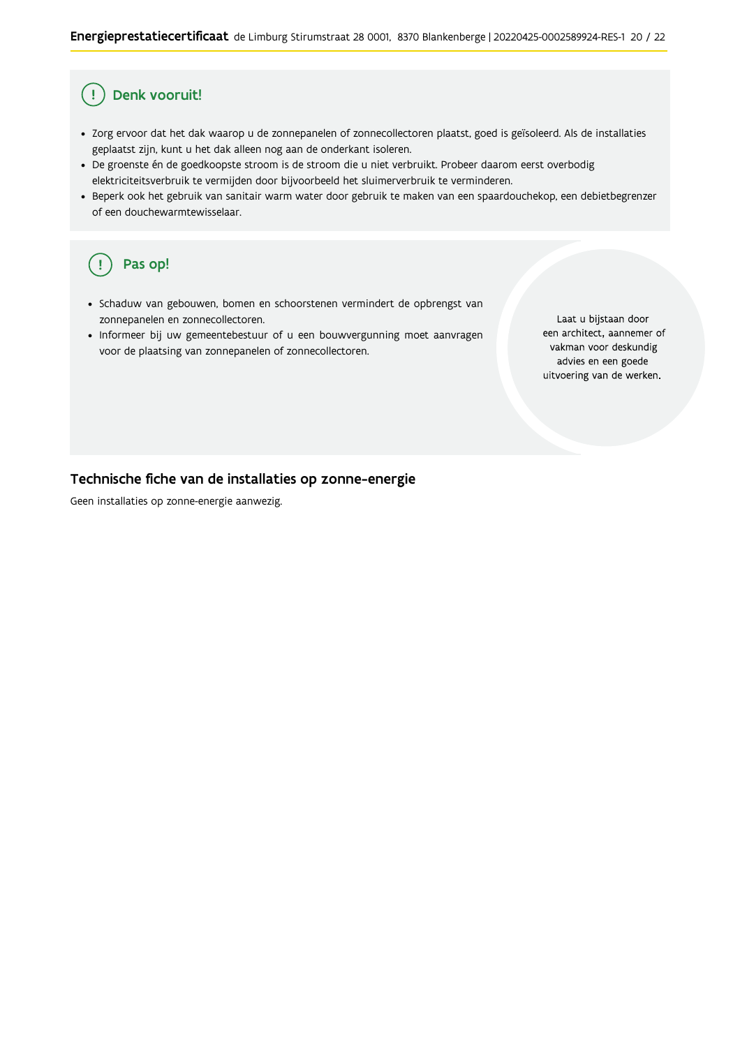## Denk vooruit!

- Zorg ervoor dat het dak waarop u de zonnepanelen of zonnecollectoren plaatst, goed is geïsoleerd. Als de installaties geplaatst zijn, kunt u het dak alleen nog aan de onderkant isoleren.
- De groenste én de goedkoopste stroom is de stroom die u niet verbruikt. Probeer daarom eerst overbodig elektriciteitsverbruik te vermijden door bijvoorbeeld het sluimerverbruik te verminderen.
- Beperk ook het gebruik van sanitair warm water door gebruik te maken van een spaardouchekop, een debietbegrenzer of een douchewarmtewisselaar.

## Pas op!

- Schaduw van gebouwen, bomen en schoorstenen vermindert de opbrengst van zonnepanelen en zonnecollectoren.
- Informeer bij uw gemeentebestuur of u een bouwvergunning moet aanvragen voor de plaatsing van zonnepanelen of zonnecollectoren.

Laat u bijstaan door een architect, aannemer of vakman voor deskundig advies en een goede uitvoering van de werken.

## Technische fiche van de installaties op zonne-energie

Geen installaties op zonne-energie aanwezig.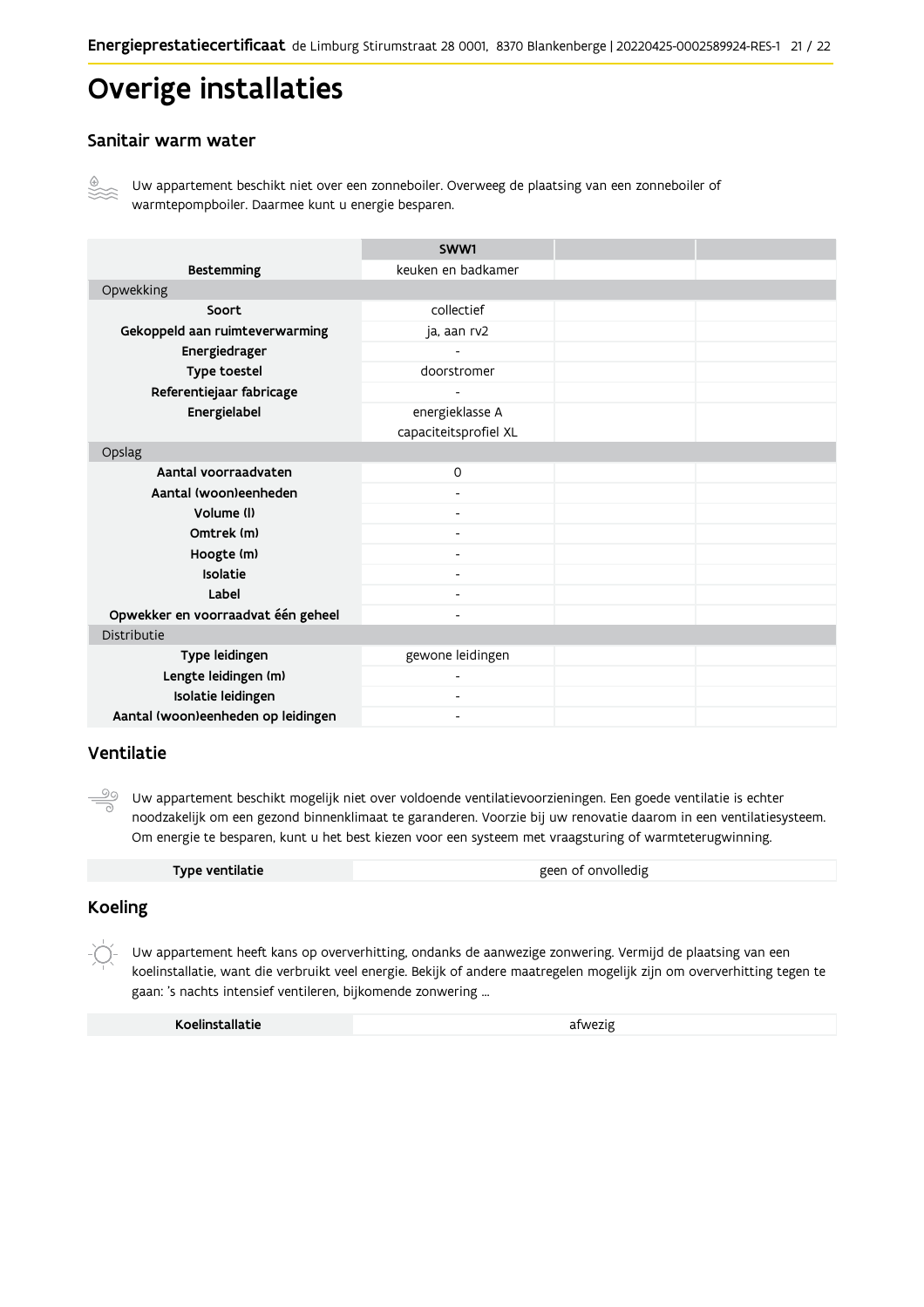# Overige installaties

## Sanitair warm water

Uw appartement beschikt niet over een zonneboiler. Overweeg de plaatsing van een zonneboiler of warmtepompboiler. Daarmee kunt u energie besparen.

| | SWW1 | | |
|---|---|---|---|
| Bestemming | keuken en badkamer | | |
| Opwekking | | | |
| Soort | collectief | | |
| Gekoppeld aan ruimteverwarming | ja, aan rv2 | | |
| Energiedrager | - | | |
| Type toestel | doorstromer | | |
| Referentiejaar fabricage | - | | |
| Energielabel | energieklasse A capaciteitsprofiel XL | | |
| Opslag | | | |
| Aantal voorraadvaten | 0 | | |
| Aantal (woon)eenheden | - | | |
| Volume (l) | - | | |
| Omtrek (m) | - | | |
| Hoogte (m) | - | | |
| Isolatie | - | | |
| Label | - | | |
| Opwekker en voorraadvat één geheel | - | | |
| Distributie | | | |
| Type leidingen | gewone leidingen | | |
| Lengte leidingen (m) | - | | |
| Isolatie leidingen | - | | |
| Aantal (woon)eenheden op leidingen | - | | |

## Ventilatie

Uw appartement beschikt mogelijk niet over voldoende ventilatievoorzieningen. Een goede ventilatie is echter noodzakelijk om een gezond binnenklimaat te garanderen. Voorzie bij uw renovatie daarom in een ventilatiesysteem. Om energie te besparen, kunt u het best kiezen voor een systeem met vraagsturing of warmteterugwinning.

| Type ventilatie | geen of onvolledig |
|---|---|

## Koeling

Uw appartement heeft kans op oververhitting, ondanks de aanwezige zonwering. Vermijd de plaatsing van een koelinstallatie, want die verbruikt veel energie. Bekijk of andere maatregelen mogelijk zijn om oververhitting tegen te gaan: 's nachts intensief ventileren, bijkomende zonwering ...

| Koelinstallatie | afwezig |
|---|---|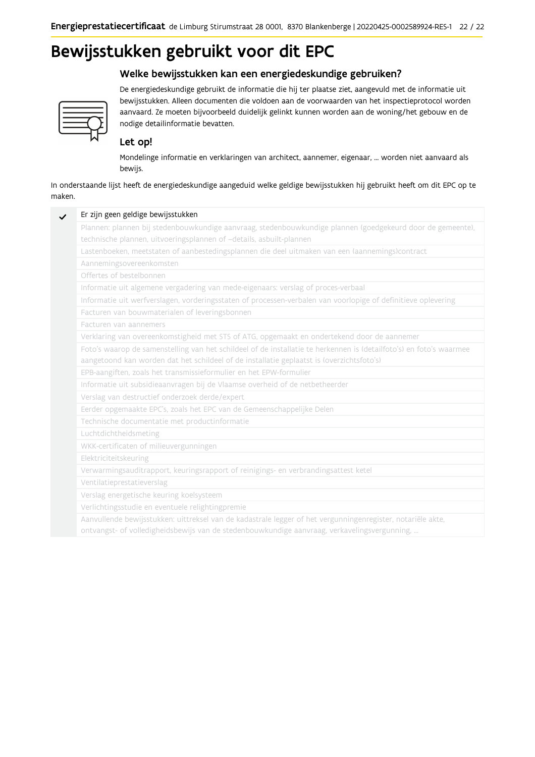# Bewijsstukken gebruikt voor dit EPC

## Welke bewijsstukken kan een energiedeskundige gebruiken?

De energiedeskundige gebruikt de informatie die hij ter plaatse ziet, aangevuld met de informatie uit bewijsstukken. Alleen documenten die voldoen aan de voorwaarden van het inspectieprotocol worden aanvaard. Ze moeten bijvoorbeeld duidelijk gelinkt kunnen worden aan de woning/het gebouw en de nodige detailinformatie bevatten.

## Let op!

Mondelinge informatie en verklaringen van architect, aannemer, eigenaar, ... worden niet aanvaard als bewijs.

In onderstaande lijst heeft de energiedeskundige aangeduid welke geldige bewijsstukken hij gebruikt heeft om dit EPC op te maken.

| | |
|---|---|
| ✓ | Er zijn geen geldige bewijsstukken |
| | Plannen: plannen bij stedenbouwkundige aanvraag, stedenbouwkundige plannen (goedgekeurd door de gemeente), technische plannen, uitvoeringsplannen of –details, asbuilt-plannen |
| | Lastenboeken, meetstaten of aanbestedingsplannen die deel uitmaken van een (aannemings)contract |
| | Aannemingsovereenkomsten |
| | Offertes of bestelbonnen |
| | Informatie uit algemene vergadering van mede-eigenaars: verslag of proces-verbaal |
| | Informatie uit werfverslagen, vorderingsstaten of processen-verbalen van voorlopige of definitieve oplevering |
| | Facturen van bouwmaterialen of leveringsbonnen |
| | Facturen van aannemers |
| | Verklaring van overeenkomstigheid met STS of ATG, opgemaakt en ondertekend door de aannemer |
| | Foto's waarop de samenstelling van het schildeel of de installatie te herkennen is (detailfoto's) en foto's waarmee aangetoond kan worden dat het schildeel of de installatie geplaatst is (overzichtsfoto's) |
| | EPB-aangiften, zoals het transmissieformulier en het EPW-formulier |
| | Informatie uit subsidieaanvragen bij de Vlaamse overheid of de netbetheerder |
| | Verslag van destructief onderzoek derde/expert |
| | Eerder opgemaakte EPC's, zoals het EPC van de Gemeenschappelijke Delen |
| | Technische documentatie met productinformatie |
| | Luchtdichtheidsmeting |
| | WKK-certificaten of milieuvergunningen |
| | Elektriciteitskeuring |
| | Verwarmingsauditrapport, keuringsrapport of reinigings- en verbrandingsattest ketel |
| | Ventilatieprestatieverslag |
| | Verslag energetische keuring koelsysteem |
| | Verlichtingsstudie en eventuele relightingpremie |
| | Aanvullende bewijsstukken: uittreksel van de kadastrale legger of het vergunningenregister, notariële akte, ontvangst- of volledigheidsbewijs van de stedenbouwkundige aanvraag, verkavelingsvergunning, ... |